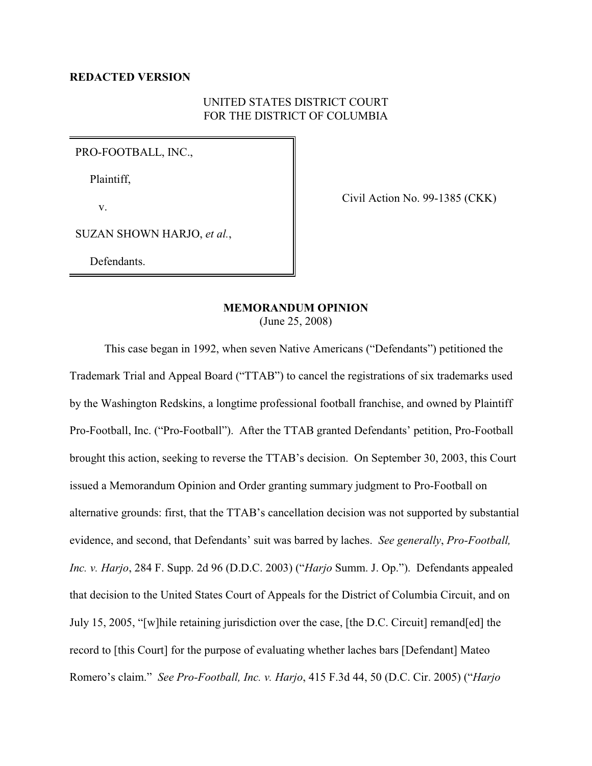**REDACTED VERSION**

UNITED STATES DISTRICT COURT
FOR THE DISTRICT OF COLUMBIA

PRO-FOOTBALL, INC.,

Plaintiff,

v.

SUZAN SHOWN HARJO, *et al.*,

Defendants.

Civil Action No. 99-1385 (CKK)

**MEMORANDUM OPINION**
(June 25, 2008)

This case began in 1992, when seven Native Americans ("Defendants") petitioned the Trademark Trial and Appeal Board ("TTAB") to cancel the registrations of six trademarks used by the Washington Redskins, a longtime professional football franchise, and owned by Plaintiff Pro-Football, Inc. ("Pro-Football"). After the TTAB granted Defendants' petition, Pro-Football brought this action, seeking to reverse the TTAB's decision. On September 30, 2003, this Court issued a Memorandum Opinion and Order granting summary judgment to Pro-Football on alternative grounds: first, that the TTAB's cancellation decision was not supported by substantial evidence, and second, that Defendants' suit was barred by laches. *See generally*, *Pro-Football, Inc. v. Harjo*, 284 F. Supp. 2d 96 (D.D.C. 2003) ("*Harjo* Summ. J. Op."). Defendants appealed that decision to the United States Court of Appeals for the District of Columbia Circuit, and on July 15, 2005, "[w]hile retaining jurisdiction over the case, [the D.C. Circuit] remand[ed] the record to [this Court] for the purpose of evaluating whether laches bars [Defendant] Mateo Romero's claim." *See Pro-Football, Inc. v. Harjo*, 415 F.3d 44, 50 (D.C. Cir. 2005) ("*Harjo*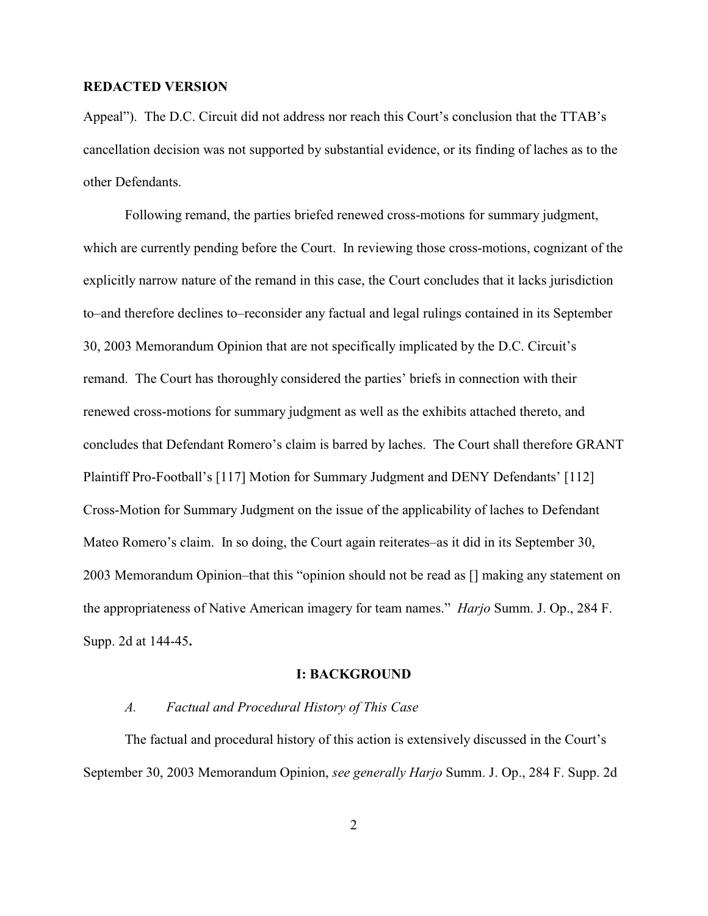**REDACTED VERSION**

Appeal"). The D.C. Circuit did not address nor reach this Court's conclusion that the TTAB's cancellation decision was not supported by substantial evidence, or its finding of laches as to the other Defendants.

Following remand, the parties briefed renewed cross-motions for summary judgment, which are currently pending before the Court. In reviewing those cross-motions, cognizant of the explicitly narrow nature of the remand in this case, the Court concludes that it lacks jurisdiction to–and therefore declines to–reconsider any factual and legal rulings contained in its September 30, 2003 Memorandum Opinion that are not specifically implicated by the D.C. Circuit's remand. The Court has thoroughly considered the parties' briefs in connection with their renewed cross-motions for summary judgment as well as the exhibits attached thereto, and concludes that Defendant Romero's claim is barred by laches. The Court shall therefore GRANT Plaintiff Pro-Football's [117] Motion for Summary Judgment and DENY Defendants' [112] Cross-Motion for Summary Judgment on the issue of the applicability of laches to Defendant Mateo Romero's claim. In so doing, the Court again reiterates–as it did in its September 30, 2003 Memorandum Opinion–that this "opinion should not be read as [] making any statement on the appropriateness of Native American imagery for team names." *Harjo* Summ. J. Op., 284 F. Supp. 2d at 144-45**.**

## I: BACKGROUND

### *A. Factual and Procedural History of This Case*

The factual and procedural history of this action is extensively discussed in the Court's September 30, 2003 Memorandum Opinion, *see generally Harjo* Summ. J. Op., 284 F. Supp. 2d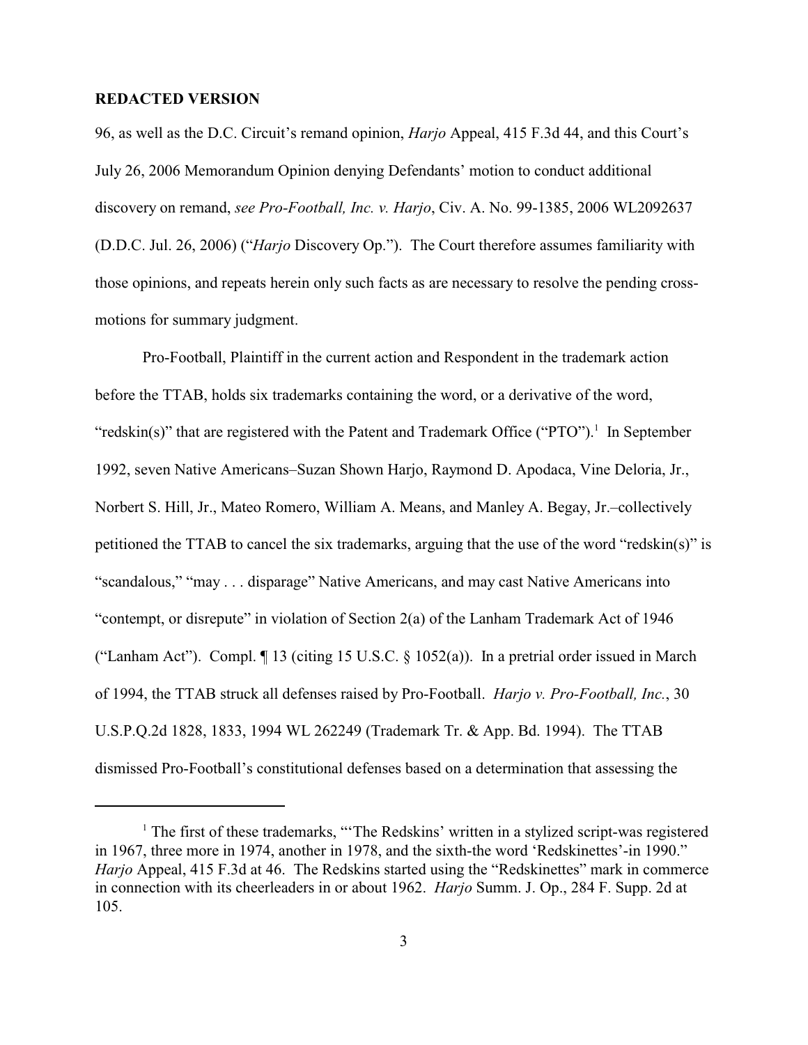**REDACTED VERSION**

96, as well as the D.C. Circuit's remand opinion, *Harjo* Appeal, 415 F.3d 44, and this Court's July 26, 2006 Memorandum Opinion denying Defendants' motion to conduct additional discovery on remand, *see Pro-Football, Inc. v. Harjo*, Civ. A. No. 99-1385, 2006 WL2092637 (D.D.C. Jul. 26, 2006) ("*Harjo* Discovery Op."). The Court therefore assumes familiarity with those opinions, and repeats herein only such facts as are necessary to resolve the pending cross-motions for summary judgment.

Pro-Football, Plaintiff in the current action and Respondent in the trademark action before the TTAB, holds six trademarks containing the word, or a derivative of the word, "redskin(s)" that are registered with the Patent and Trademark Office ("PTO").[1] In September 1992, seven Native Americans–Suzan Shown Harjo, Raymond D. Apodaca, Vine Deloria, Jr., Norbert S. Hill, Jr., Mateo Romero, William A. Means, and Manley A. Begay, Jr.–collectively petitioned the TTAB to cancel the six trademarks, arguing that the use of the word "redskin(s)" is "scandalous," "may . . . disparage" Native Americans, and may cast Native Americans into "contempt, or disrepute" in violation of Section 2(a) of the Lanham Trademark Act of 1946 ("Lanham Act"). Compl. ¶ 13 (citing 15 U.S.C. § 1052(a)). In a pretrial order issued in March of 1994, the TTAB struck all defenses raised by Pro-Football. *Harjo v. Pro-Football, Inc.*, 30 U.S.P.Q.2d 1828, 1833, 1994 WL 262249 (Trademark Tr. & App. Bd. 1994). The TTAB dismissed Pro-Football's constitutional defenses based on a determination that assessing the

[1] The first of these trademarks, "'The Redskins' written in a stylized script-was registered in 1967, three more in 1974, another in 1978, and the sixth-the word 'Redskinettes'-in 1990." *Harjo* Appeal, 415 F.3d at 46. The Redskins started using the "Redskinettes" mark in commerce in connection with its cheerleaders in or about 1962. *Harjo* Summ. J. Op., 284 F. Supp. 2d at 105.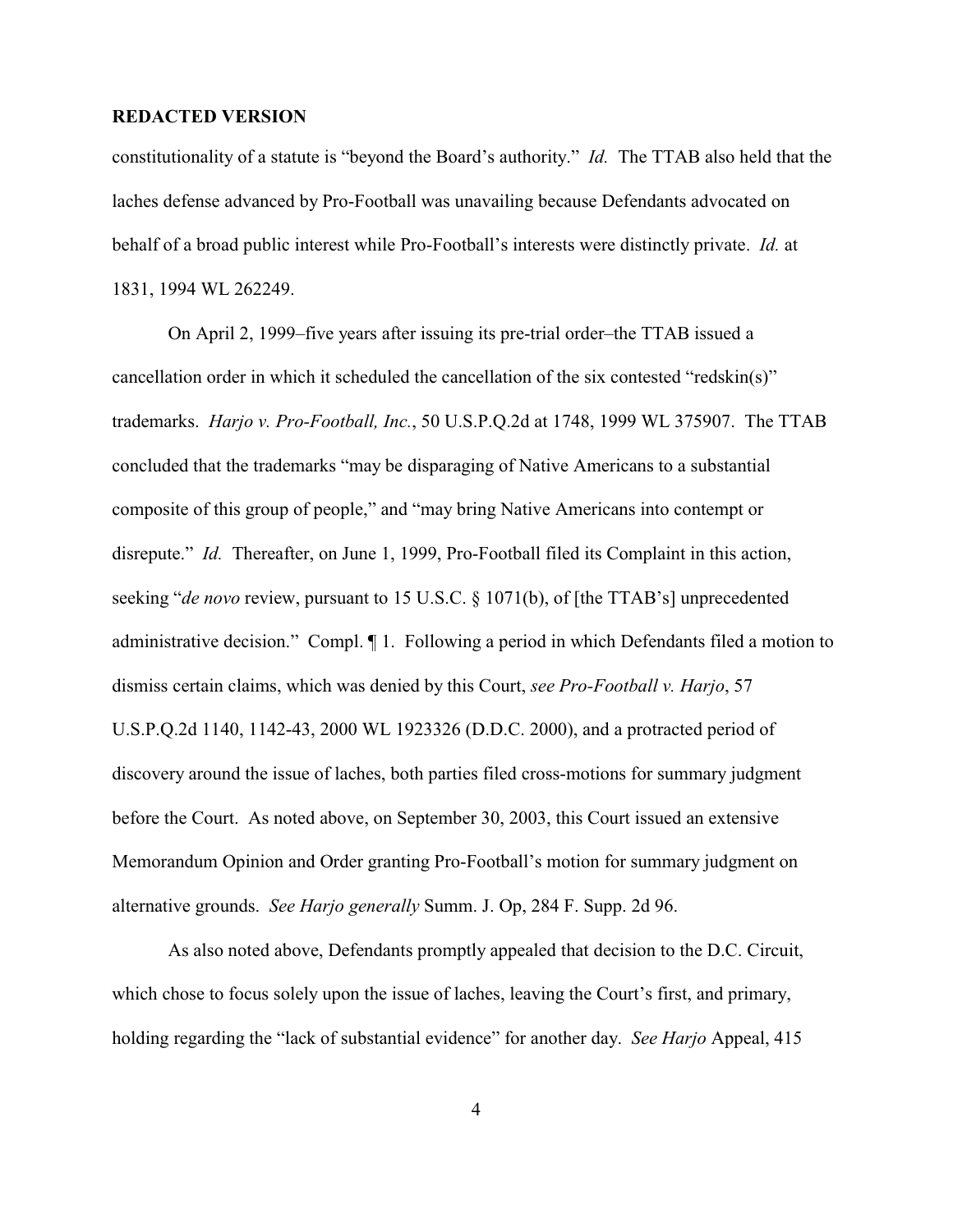**REDACTED VERSION**

constitutionality of a statute is "beyond the Board's authority." *Id.* The TTAB also held that the laches defense advanced by Pro-Football was unavailing because Defendants advocated on behalf of a broad public interest while Pro-Football's interests were distinctly private. *Id.* at 1831, 1994 WL 262249.

On April 2, 1999–five years after issuing its pre-trial order–the TTAB issued a cancellation order in which it scheduled the cancellation of the six contested "redskin(s)" trademarks. *Harjo v. Pro-Football, Inc.*, 50 U.S.P.Q.2d at 1748, 1999 WL 375907. The TTAB concluded that the trademarks "may be disparaging of Native Americans to a substantial composite of this group of people," and "may bring Native Americans into contempt or disrepute." *Id.* Thereafter, on June 1, 1999, Pro-Football filed its Complaint in this action, seeking "*de novo* review, pursuant to 15 U.S.C. § 1071(b), of [the TTAB's] unprecedented administrative decision." Compl. ¶ 1. Following a period in which Defendants filed a motion to dismiss certain claims, which was denied by this Court, *see Pro-Football v. Harjo*, 57 U.S.P.Q.2d 1140, 1142-43, 2000 WL 1923326 (D.D.C. 2000), and a protracted period of discovery around the issue of laches, both parties filed cross-motions for summary judgment before the Court. As noted above, on September 30, 2003, this Court issued an extensive Memorandum Opinion and Order granting Pro-Football's motion for summary judgment on alternative grounds. *See Harjo generally* Summ. J. Op, 284 F. Supp. 2d 96.

As also noted above, Defendants promptly appealed that decision to the D.C. Circuit, which chose to focus solely upon the issue of laches, leaving the Court's first, and primary, holding regarding the "lack of substantial evidence" for another day. *See Harjo* Appeal, 415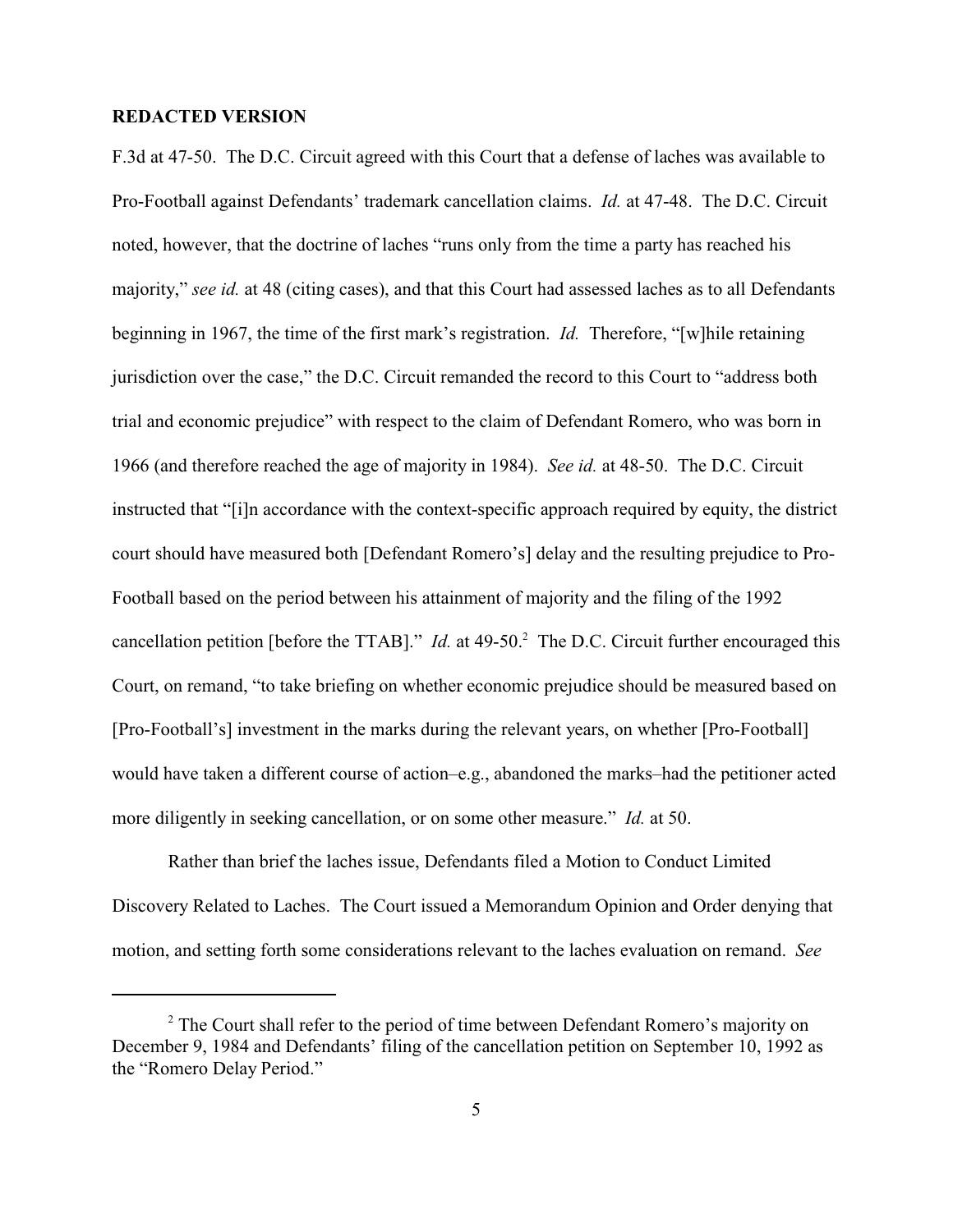**REDACTED VERSION**

F.3d at 47-50. The D.C. Circuit agreed with this Court that a defense of laches was available to Pro-Football against Defendants' trademark cancellation claims. *Id.* at 47-48. The D.C. Circuit noted, however, that the doctrine of laches "runs only from the time a party has reached his majority," *see id.* at 48 (citing cases), and that this Court had assessed laches as to all Defendants beginning in 1967, the time of the first mark's registration. *Id.* Therefore, "[w]hile retaining jurisdiction over the case," the D.C. Circuit remanded the record to this Court to "address both trial and economic prejudice" with respect to the claim of Defendant Romero, who was born in 1966 (and therefore reached the age of majority in 1984). *See id.* at 48-50. The D.C. Circuit instructed that "[i]n accordance with the context-specific approach required by equity, the district court should have measured both [Defendant Romero's] delay and the resulting prejudice to Pro-Football based on the period between his attainment of majority and the filing of the 1992 cancellation petition [before the TTAB]." *Id.* at 49-50.[2] The D.C. Circuit further encouraged this Court, on remand, "to take briefing on whether economic prejudice should be measured based on [Pro-Football's] investment in the marks during the relevant years, on whether [Pro-Football] would have taken a different course of action–e.g., abandoned the marks–had the petitioner acted more diligently in seeking cancellation, or on some other measure." *Id.* at 50.

Rather than brief the laches issue, Defendants filed a Motion to Conduct Limited Discovery Related to Laches. The Court issued a Memorandum Opinion and Order denying that motion, and setting forth some considerations relevant to the laches evaluation on remand. *See*

[2] The Court shall refer to the period of time between Defendant Romero's majority on December 9, 1984 and Defendants' filing of the cancellation petition on September 10, 1992 as the "Romero Delay Period."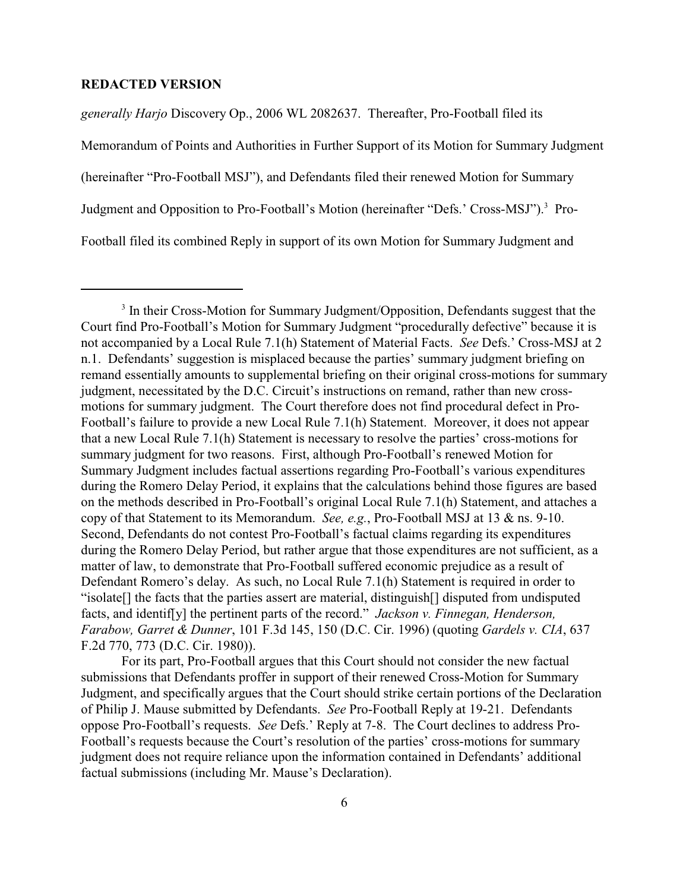**REDACTED VERSION**

*generally Harjo* Discovery Op., 2006 WL 2082637. Thereafter, Pro-Football filed its Memorandum of Points and Authorities in Further Support of its Motion for Summary Judgment (hereinafter "Pro-Football MSJ"), and Defendants filed their renewed Motion for Summary Judgment and Opposition to Pro-Football's Motion (hereinafter "Defs.' Cross-MSJ").[3] Pro-Football filed its combined Reply in support of its own Motion for Summary Judgment and

---

[3] In their Cross-Motion for Summary Judgment/Opposition, Defendants suggest that the Court find Pro-Football's Motion for Summary Judgment "procedurally defective" because it is not accompanied by a Local Rule 7.1(h) Statement of Material Facts. *See* Defs.' Cross-MSJ at 2 n.1. Defendants' suggestion is misplaced because the parties' summary judgment briefing on remand essentially amounts to supplemental briefing on their original cross-motions for summary judgment, necessitated by the D.C. Circuit's instructions on remand, rather than new cross-motions for summary judgment. The Court therefore does not find procedural defect in Pro-Football's failure to provide a new Local Rule 7.1(h) Statement. Moreover, it does not appear that a new Local Rule 7.1(h) Statement is necessary to resolve the parties' cross-motions for summary judgment for two reasons. First, although Pro-Football's renewed Motion for Summary Judgment includes factual assertions regarding Pro-Football's various expenditures during the Romero Delay Period, it explains that the calculations behind those figures are based on the methods described in Pro-Football's original Local Rule 7.1(h) Statement, and attaches a copy of that Statement to its Memorandum. *See, e.g.*, Pro-Football MSJ at 13 & ns. 9-10. Second, Defendants do not contest Pro-Football's factual claims regarding its expenditures during the Romero Delay Period, but rather argue that those expenditures are not sufficient, as a matter of law, to demonstrate that Pro-Football suffered economic prejudice as a result of Defendant Romero's delay. As such, no Local Rule 7.1(h) Statement is required in order to "isolate[] the facts that the parties assert are material, distinguish[] disputed from undisputed facts, and identif[y] the pertinent parts of the record." *Jackson v. Finnegan, Henderson, Farabow, Garret & Dunner*, 101 F.3d 145, 150 (D.C. Cir. 1996) (quoting *Gardels v. CIA*, 637 F.2d 770, 773 (D.C. Cir. 1980)).

For its part, Pro-Football argues that this Court should not consider the new factual submissions that Defendants proffer in support of their renewed Cross-Motion for Summary Judgment, and specifically argues that the Court should strike certain portions of the Declaration of Philip J. Mause submitted by Defendants. *See* Pro-Football Reply at 19-21. Defendants oppose Pro-Football's requests. *See* Defs.' Reply at 7-8. The Court declines to address Pro-Football's requests because the Court's resolution of the parties' cross-motions for summary judgment does not require reliance upon the information contained in Defendants' additional factual submissions (including Mr. Mause's Declaration).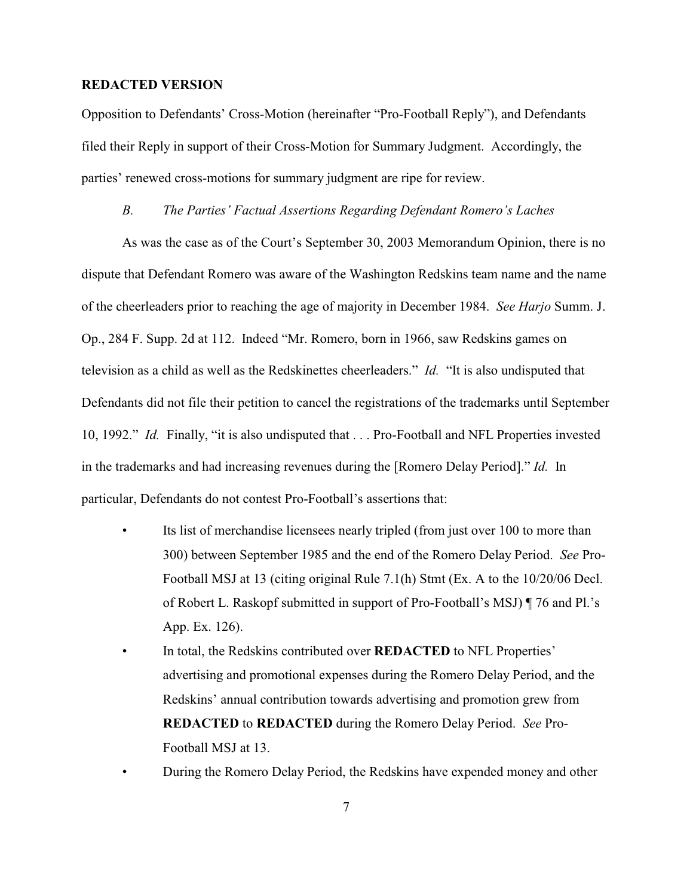**REDACTED VERSION**

Opposition to Defendants' Cross-Motion (hereinafter "Pro-Football Reply"), and Defendants filed their Reply in support of their Cross-Motion for Summary Judgment. Accordingly, the parties' renewed cross-motions for summary judgment are ripe for review.

*B. The Parties' Factual Assertions Regarding Defendant Romero's Laches*

As was the case as of the Court's September 30, 2003 Memorandum Opinion, there is no dispute that Defendant Romero was aware of the Washington Redskins team name and the name of the cheerleaders prior to reaching the age of majority in December 1984. *See Harjo* Summ. J. Op., 284 F. Supp. 2d at 112. Indeed "Mr. Romero, born in 1966, saw Redskins games on television as a child as well as the Redskinettes cheerleaders." *Id.* "It is also undisputed that Defendants did not file their petition to cancel the registrations of the trademarks until September 10, 1992." *Id.* Finally, "it is also undisputed that . . . Pro-Football and NFL Properties invested in the trademarks and had increasing revenues during the [Romero Delay Period]." *Id.* In particular, Defendants do not contest Pro-Football's assertions that:

- Its list of merchandise licensees nearly tripled (from just over 100 to more than 300) between September 1985 and the end of the Romero Delay Period. *See* Pro-Football MSJ at 13 (citing original Rule 7.1(h) Stmt (Ex. A to the 10/20/06 Decl. of Robert L. Raskopf submitted in support of Pro-Football's MSJ) ¶ 76 and Pl.'s App. Ex. 126).
- In total, the Redskins contributed over **REDACTED** to NFL Properties' advertising and promotional expenses during the Romero Delay Period, and the Redskins' annual contribution towards advertising and promotion grew from **REDACTED** to **REDACTED** during the Romero Delay Period. *See* Pro-Football MSJ at 13.
- During the Romero Delay Period, the Redskins have expended money and other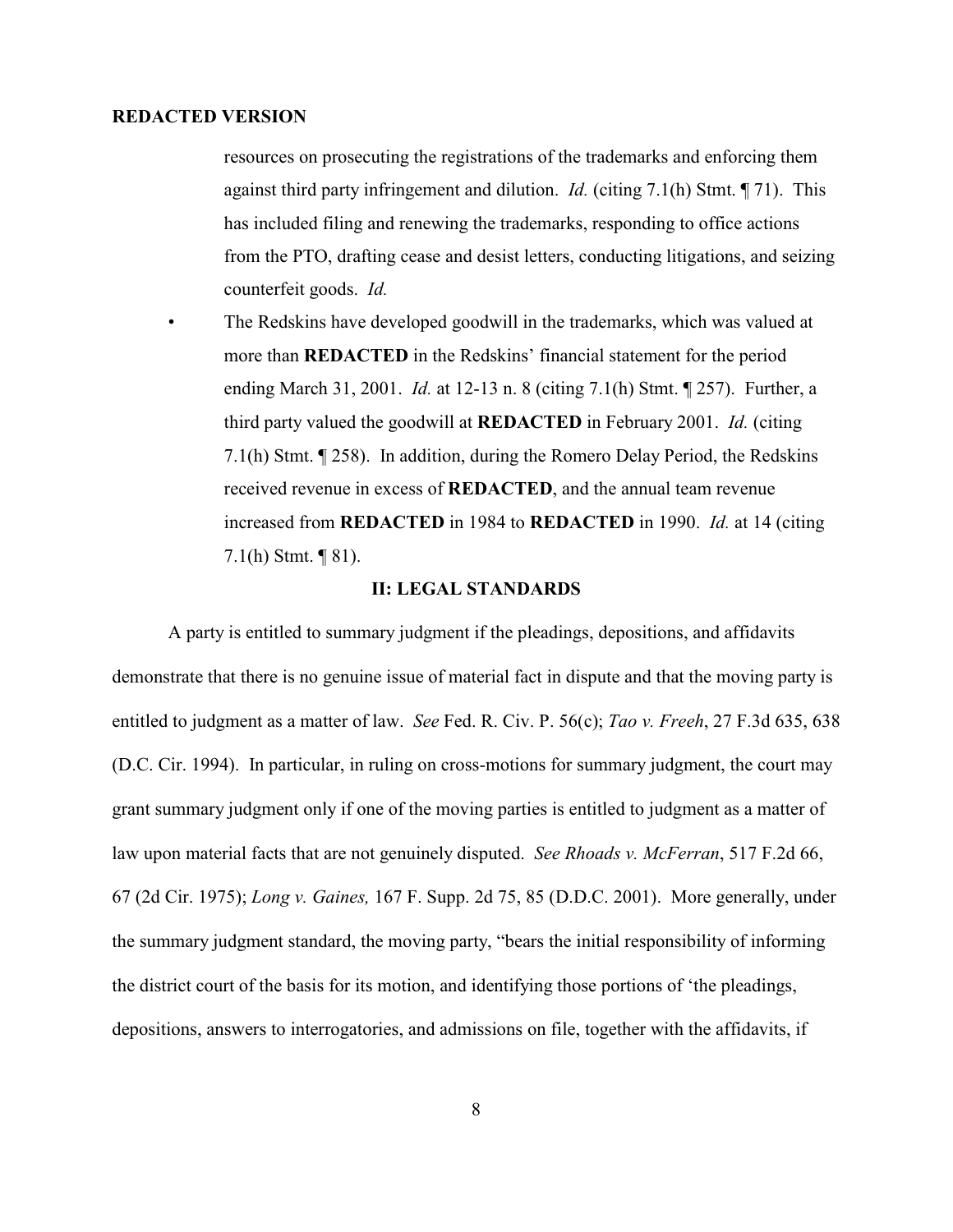**REDACTED VERSION**

resources on prosecuting the registrations of the trademarks and enforcing them against third party infringement and dilution. *Id.* (citing 7.1(h) Stmt. ¶ 71). This has included filing and renewing the trademarks, responding to office actions from the PTO, drafting cease and desist letters, conducting litigations, and seizing counterfeit goods. *Id.*

- The Redskins have developed goodwill in the trademarks, which was valued at more than **REDACTED** in the Redskins' financial statement for the period ending March 31, 2001. *Id.* at 12-13 n. 8 (citing 7.1(h) Stmt. ¶ 257). Further, a third party valued the goodwill at **REDACTED** in February 2001. *Id.* (citing 7.1(h) Stmt. ¶ 258). In addition, during the Romero Delay Period, the Redskins received revenue in excess of **REDACTED**, and the annual team revenue increased from **REDACTED** in 1984 to **REDACTED** in 1990. *Id.* at 14 (citing 7.1(h) Stmt. ¶ 81).

## II: LEGAL STANDARDS

A party is entitled to summary judgment if the pleadings, depositions, and affidavits demonstrate that there is no genuine issue of material fact in dispute and that the moving party is entitled to judgment as a matter of law. *See* Fed. R. Civ. P. 56(c); *Tao v. Freeh*, 27 F.3d 635, 638 (D.C. Cir. 1994). In particular, in ruling on cross-motions for summary judgment, the court may grant summary judgment only if one of the moving parties is entitled to judgment as a matter of law upon material facts that are not genuinely disputed. *See Rhoads v. McFerran*, 517 F.2d 66, 67 (2d Cir. 1975); *Long v. Gaines,* 167 F. Supp. 2d 75, 85 (D.D.C. 2001). More generally, under the summary judgment standard, the moving party, "bears the initial responsibility of informing the district court of the basis for its motion, and identifying those portions of 'the pleadings, depositions, answers to interrogatories, and admissions on file, together with the affidavits, if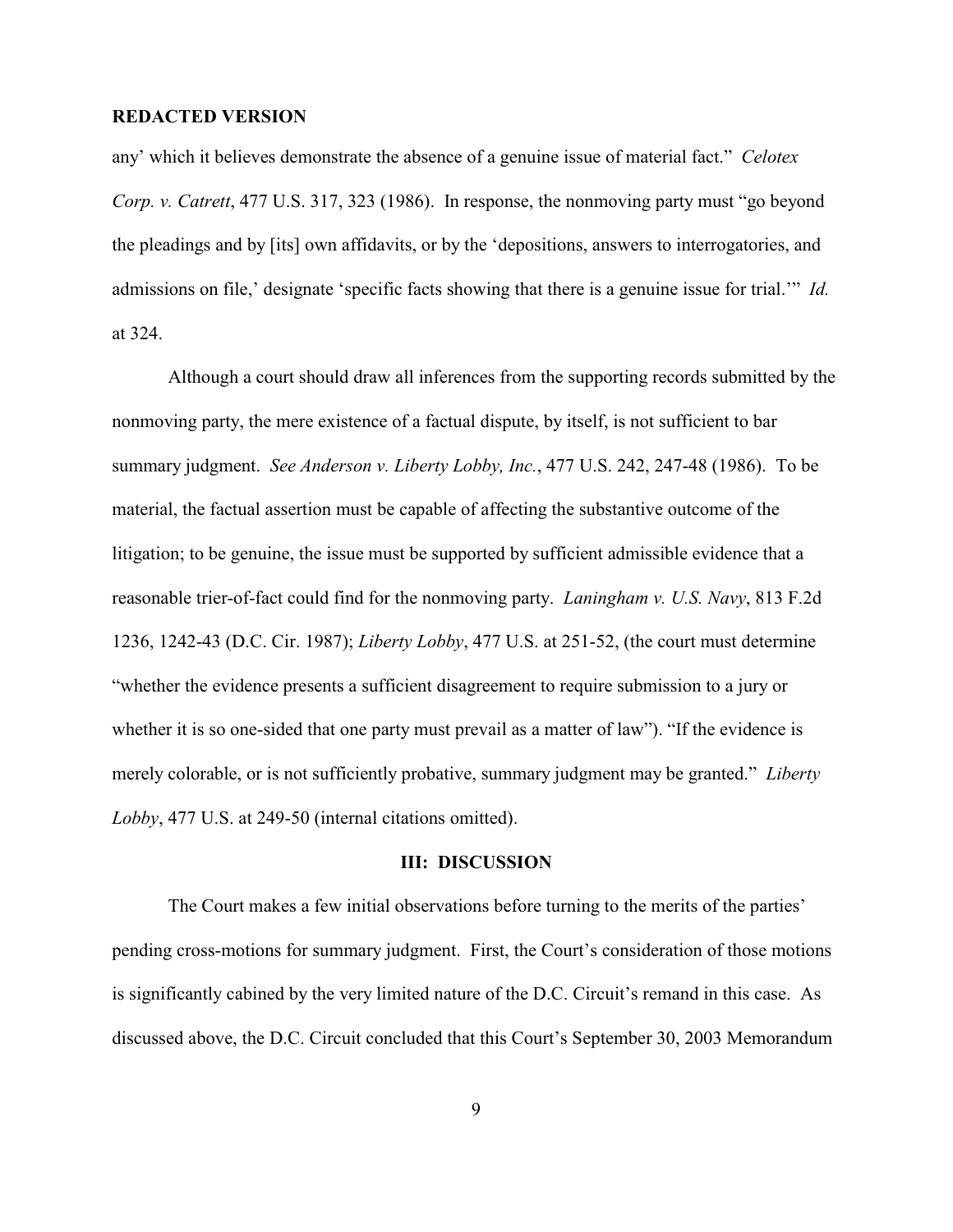**REDACTED VERSION**

any' which it believes demonstrate the absence of a genuine issue of material fact." *Celotex Corp. v. Catrett*, 477 U.S. 317, 323 (1986). In response, the nonmoving party must "go beyond the pleadings and by [its] own affidavits, or by the 'depositions, answers to interrogatories, and admissions on file,' designate 'specific facts showing that there is a genuine issue for trial.'" *Id.* at 324.

Although a court should draw all inferences from the supporting records submitted by the nonmoving party, the mere existence of a factual dispute, by itself, is not sufficient to bar summary judgment. *See Anderson v. Liberty Lobby, Inc.*, 477 U.S. 242, 247-48 (1986). To be material, the factual assertion must be capable of affecting the substantive outcome of the litigation; to be genuine, the issue must be supported by sufficient admissible evidence that a reasonable trier-of-fact could find for the nonmoving party. *Laningham v. U.S. Navy*, 813 F.2d 1236, 1242-43 (D.C. Cir. 1987); *Liberty Lobby*, 477 U.S. at 251-52, (the court must determine "whether the evidence presents a sufficient disagreement to require submission to a jury or whether it is so one-sided that one party must prevail as a matter of law"). "If the evidence is merely colorable, or is not sufficiently probative, summary judgment may be granted." *Liberty Lobby*, 477 U.S. at 249-50 (internal citations omitted).

## III: DISCUSSION

The Court makes a few initial observations before turning to the merits of the parties' pending cross-motions for summary judgment. First, the Court's consideration of those motions is significantly cabined by the very limited nature of the D.C. Circuit's remand in this case. As discussed above, the D.C. Circuit concluded that this Court's September 30, 2003 Memorandum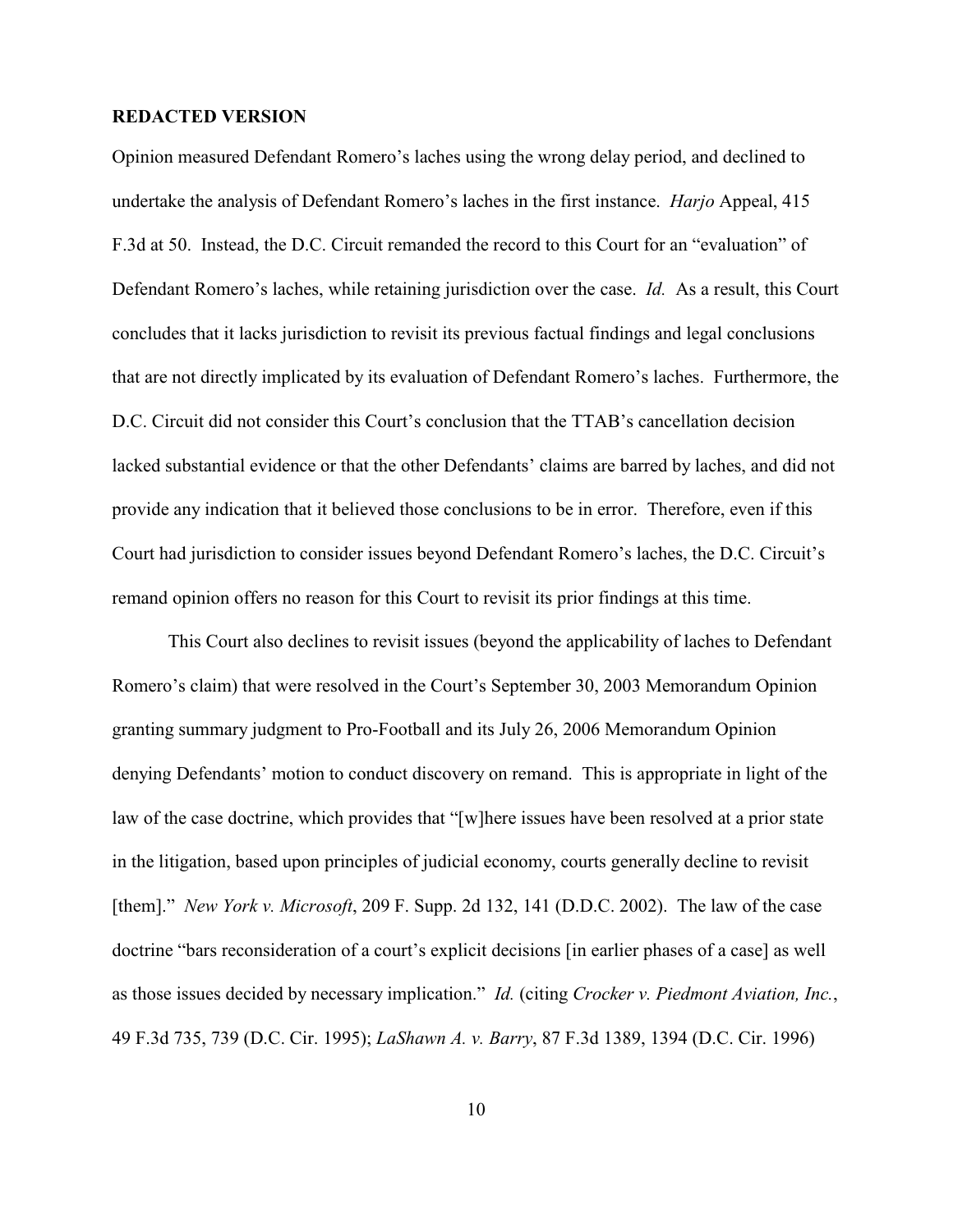**REDACTED VERSION**

Opinion measured Defendant Romero's laches using the wrong delay period, and declined to undertake the analysis of Defendant Romero's laches in the first instance. *Harjo* Appeal, 415 F.3d at 50. Instead, the D.C. Circuit remanded the record to this Court for an "evaluation" of Defendant Romero's laches, while retaining jurisdiction over the case. *Id.* As a result, this Court concludes that it lacks jurisdiction to revisit its previous factual findings and legal conclusions that are not directly implicated by its evaluation of Defendant Romero's laches. Furthermore, the D.C. Circuit did not consider this Court's conclusion that the TTAB's cancellation decision lacked substantial evidence or that the other Defendants' claims are barred by laches, and did not provide any indication that it believed those conclusions to be in error. Therefore, even if this Court had jurisdiction to consider issues beyond Defendant Romero's laches, the D.C. Circuit's remand opinion offers no reason for this Court to revisit its prior findings at this time.

This Court also declines to revisit issues (beyond the applicability of laches to Defendant Romero's claim) that were resolved in the Court's September 30, 2003 Memorandum Opinion granting summary judgment to Pro-Football and its July 26, 2006 Memorandum Opinion denying Defendants' motion to conduct discovery on remand. This is appropriate in light of the law of the case doctrine, which provides that "[w]here issues have been resolved at a prior state in the litigation, based upon principles of judicial economy, courts generally decline to revisit [them]." *New York v. Microsoft*, 209 F. Supp. 2d 132, 141 (D.D.C. 2002). The law of the case doctrine "bars reconsideration of a court's explicit decisions [in earlier phases of a case] as well as those issues decided by necessary implication." *Id.* (citing *Crocker v. Piedmont Aviation, Inc.*, 49 F.3d 735, 739 (D.C. Cir. 1995); *LaShawn A. v. Barry*, 87 F.3d 1389, 1394 (D.C. Cir. 1996)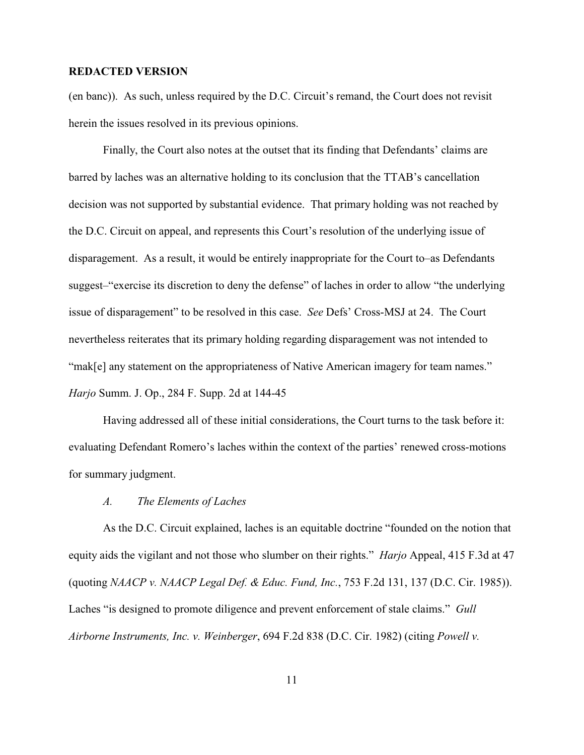**REDACTED VERSION**

(en banc)). As such, unless required by the D.C. Circuit's remand, the Court does not revisit herein the issues resolved in its previous opinions.

Finally, the Court also notes at the outset that its finding that Defendants' claims are barred by laches was an alternative holding to its conclusion that the TTAB's cancellation decision was not supported by substantial evidence. That primary holding was not reached by the D.C. Circuit on appeal, and represents this Court's resolution of the underlying issue of disparagement. As a result, it would be entirely inappropriate for the Court to–as Defendants suggest–"exercise its discretion to deny the defense" of laches in order to allow "the underlying issue of disparagement" to be resolved in this case. *See* Defs' Cross-MSJ at 24. The Court nevertheless reiterates that its primary holding regarding disparagement was not intended to "mak[e] any statement on the appropriateness of Native American imagery for team names." *Harjo* Summ. J. Op., 284 F. Supp. 2d at 144-45

Having addressed all of these initial considerations, the Court turns to the task before it: evaluating Defendant Romero's laches within the context of the parties' renewed cross-motions for summary judgment.

### *A. The Elements of Laches*

As the D.C. Circuit explained, laches is an equitable doctrine "founded on the notion that equity aids the vigilant and not those who slumber on their rights." *Harjo* Appeal, 415 F.3d at 47 (quoting *NAACP v. NAACP Legal Def. & Educ. Fund, Inc.*, 753 F.2d 131, 137 (D.C. Cir. 1985)). Laches "is designed to promote diligence and prevent enforcement of stale claims." *Gull Airborne Instruments, Inc. v. Weinberger*, 694 F.2d 838 (D.C. Cir. 1982) (citing *Powell v.*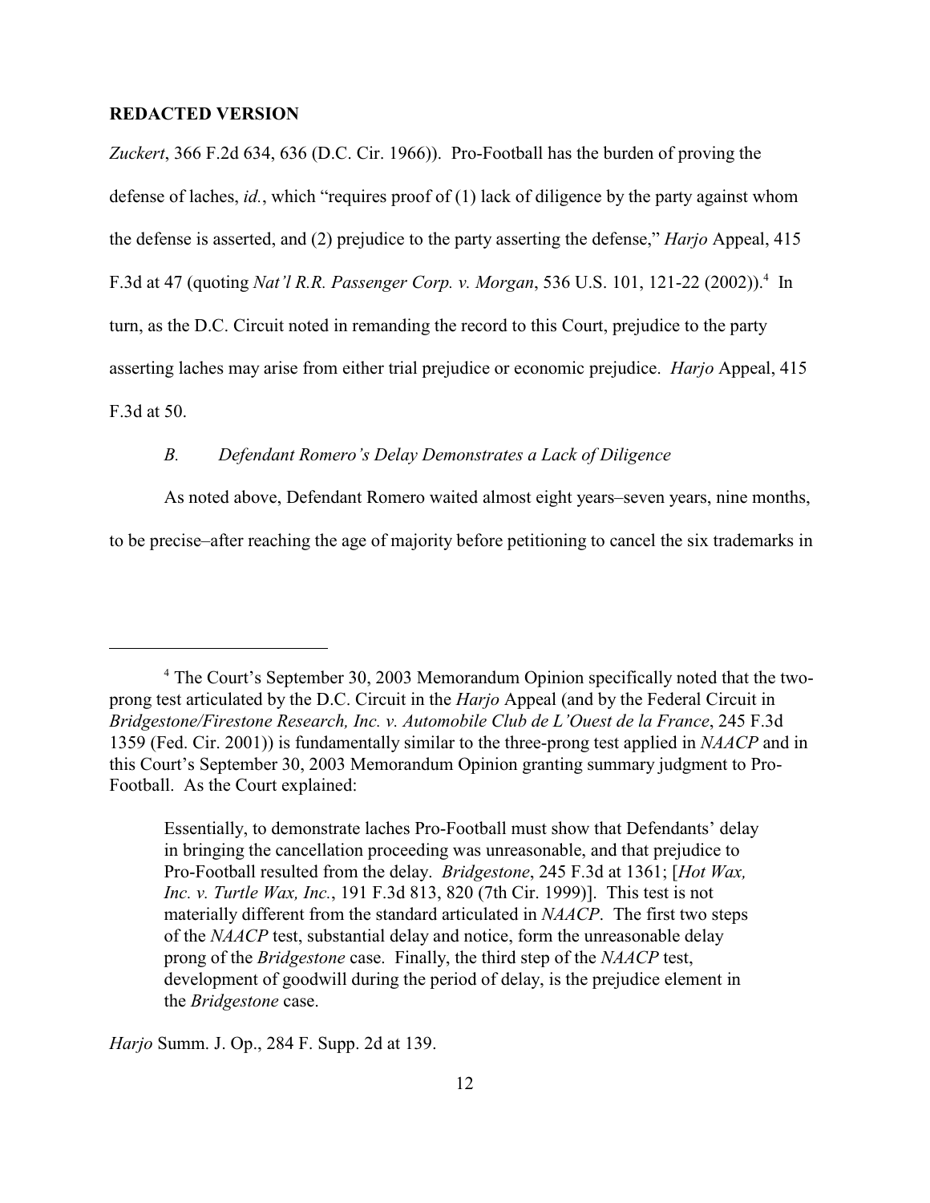**REDACTED VERSION**

*Zuckert*, 366 F.2d 634, 636 (D.C. Cir. 1966)). Pro-Football has the burden of proving the defense of laches, *id.*, which "requires proof of (1) lack of diligence by the party against whom the defense is asserted, and (2) prejudice to the party asserting the defense," *Harjo* Appeal, 415 F.3d at 47 (quoting *Nat'l R.R. Passenger Corp. v. Morgan*, 536 U.S. 101, 121-22 (2002)).[4] In turn, as the D.C. Circuit noted in remanding the record to this Court, prejudice to the party asserting laches may arise from either trial prejudice or economic prejudice. *Harjo* Appeal, 415 F.3d at 50.

### *B. Defendant Romero's Delay Demonstrates a Lack of Diligence*

As noted above, Defendant Romero waited almost eight years–seven years, nine months, to be precise–after reaching the age of majority before petitioning to cancel the six trademarks in

---

[4] The Court's September 30, 2003 Memorandum Opinion specifically noted that the two-prong test articulated by the D.C. Circuit in the *Harjo* Appeal (and by the Federal Circuit in *Bridgestone/Firestone Research, Inc. v. Automobile Club de L'Ouest de la France*, 245 F.3d 1359 (Fed. Cir. 2001)) is fundamentally similar to the three-prong test applied in *NAACP* and in this Court's September 30, 2003 Memorandum Opinion granting summary judgment to Pro-Football. As the Court explained:

> Essentially, to demonstrate laches Pro-Football must show that Defendants' delay in bringing the cancellation proceeding was unreasonable, and that prejudice to Pro-Football resulted from the delay. *Bridgestone*, 245 F.3d at 1361; [*Hot Wax, Inc. v. Turtle Wax, Inc.*, 191 F.3d 813, 820 (7th Cir. 1999)]. This test is not materially different from the standard articulated in *NAACP*. The first two steps of the *NAACP* test, substantial delay and notice, form the unreasonable delay prong of the *Bridgestone* case. Finally, the third step of the *NAACP* test, development of goodwill during the period of delay, is the prejudice element in the *Bridgestone* case.

*Harjo* Summ. J. Op., 284 F. Supp. 2d at 139.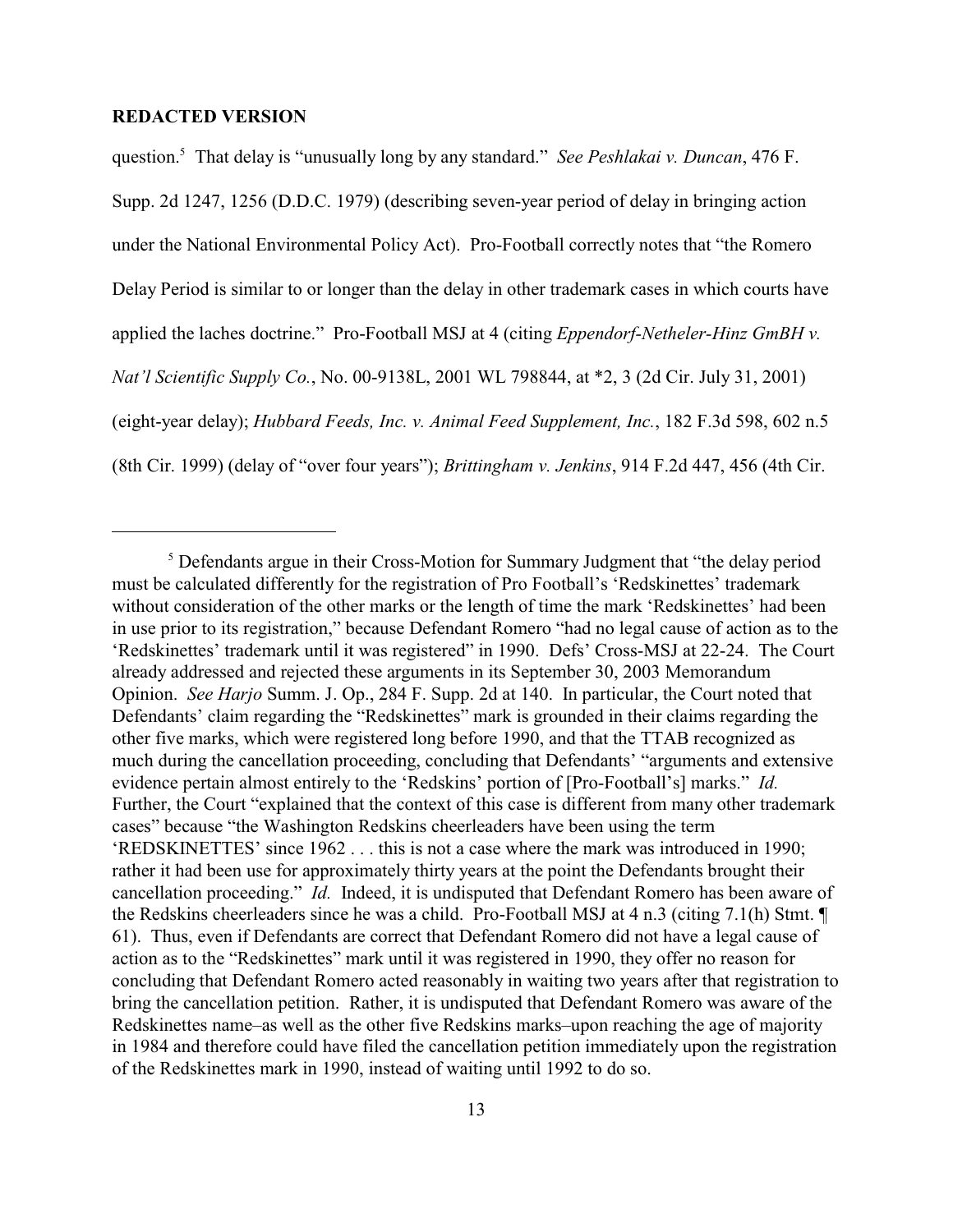**REDACTED VERSION**

question.[5] That delay is "unusually long by any standard." *See Peshlakai v. Duncan*, 476 F. Supp. 2d 1247, 1256 (D.D.C. 1979) (describing seven-year period of delay in bringing action under the National Environmental Policy Act). Pro-Football correctly notes that "the Romero Delay Period is similar to or longer than the delay in other trademark cases in which courts have applied the laches doctrine." Pro-Football MSJ at 4 (citing *Eppendorf-Netheler-Hinz GmBH v. Nat'l Scientific Supply Co.*, No. 00-9138L, 2001 WL 798844, at *2, 3 (2d Cir. July 31, 2001) (eight-year delay); *Hubbard Feeds, Inc. v. Animal Feed Supplement, Inc.*, 182 F.3d 598, 602 n.5 (8th Cir. 1999) (delay of "over four years"); *Brittingham v. Jenkins*, 914 F.2d 447, 456 (4th Cir.

---

[5] Defendants argue in their Cross-Motion for Summary Judgment that "the delay period must be calculated differently for the registration of Pro Football's 'Redskinettes' trademark without consideration of the other marks or the length of time the mark 'Redskinettes' had been in use prior to its registration," because Defendant Romero "had no legal cause of action as to the 'Redskinettes' trademark until it was registered" in 1990. Defs' Cross-MSJ at 22-24. The Court already addressed and rejected these arguments in its September 30, 2003 Memorandum Opinion. *See Harjo* Summ. J. Op., 284 F. Supp. 2d at 140. In particular, the Court noted that Defendants' claim regarding the "Redskinettes" mark is grounded in their claims regarding the other five marks, which were registered long before 1990, and that the TTAB recognized as much during the cancellation proceeding, concluding that Defendants' "arguments and extensive evidence pertain almost entirely to the 'Redskins' portion of [Pro-Football's] marks." *Id.* Further, the Court "explained that the context of this case is different from many other trademark cases" because "the Washington Redskins cheerleaders have been using the term 'REDSKINETTES' since 1962 . . . this is not a case where the mark was introduced in 1990; rather it had been use for approximately thirty years at the point the Defendants brought their cancellation proceeding." *Id.* Indeed, it is undisputed that Defendant Romero has been aware of the Redskins cheerleaders since he was a child. Pro-Football MSJ at 4 n.3 (citing 7.1(h) Stmt. ¶ 61). Thus, even if Defendants are correct that Defendant Romero did not have a legal cause of action as to the "Redskinettes" mark until it was registered in 1990, they offer no reason for concluding that Defendant Romero acted reasonably in waiting two years after that registration to bring the cancellation petition. Rather, it is undisputed that Defendant Romero was aware of the Redskinettes name–as well as the other five Redskins marks–upon reaching the age of majority in 1984 and therefore could have filed the cancellation petition immediately upon the registration of the Redskinettes mark in 1990, instead of waiting until 1992 to do so.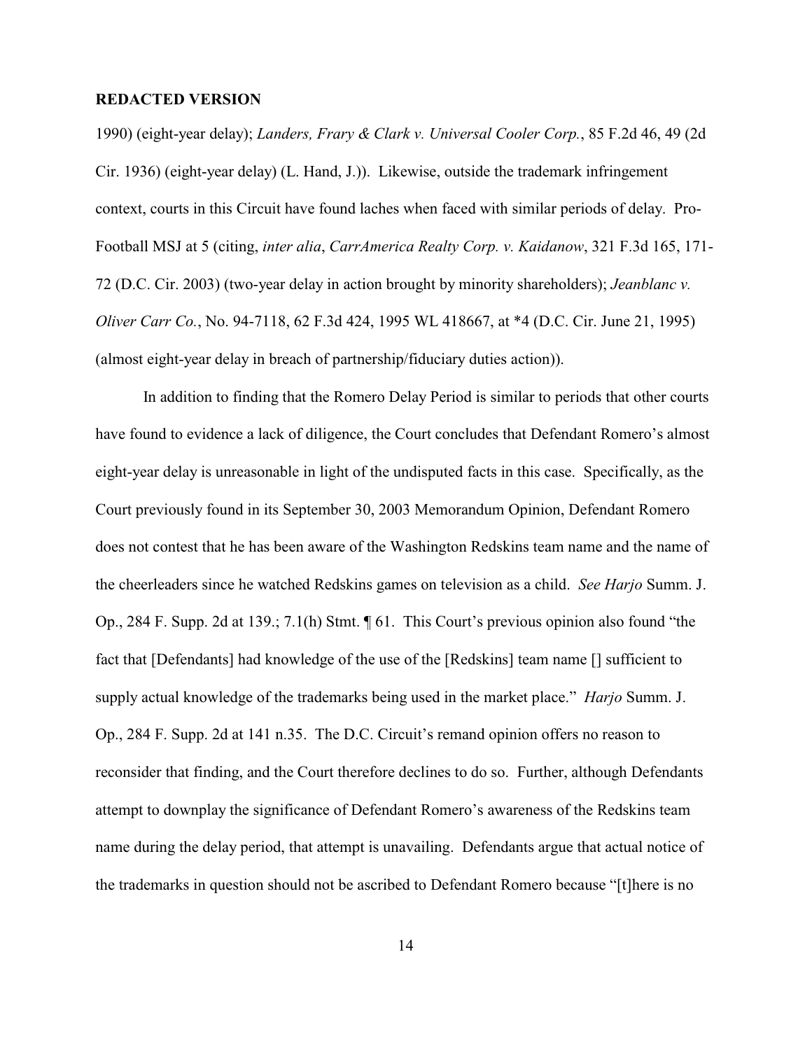**REDACTED VERSION**

1990) (eight-year delay); *Landers, Frary & Clark v. Universal Cooler Corp.*, 85 F.2d 46, 49 (2d Cir. 1936) (eight-year delay) (L. Hand, J.)). Likewise, outside the trademark infringement context, courts in this Circuit have found laches when faced with similar periods of delay. Pro-Football MSJ at 5 (citing, *inter alia*, *CarrAmerica Realty Corp. v. Kaidanow*, 321 F.3d 165, 171-72 (D.C. Cir. 2003) (two-year delay in action brought by minority shareholders); *Jeanblanc v. Oliver Carr Co.*, No. 94-7118, 62 F.3d 424, 1995 WL 418667, at *4 (D.C. Cir. June 21, 1995) (almost eight-year delay in breach of partnership/fiduciary duties action)).

In addition to finding that the Romero Delay Period is similar to periods that other courts have found to evidence a lack of diligence, the Court concludes that Defendant Romero's almost eight-year delay is unreasonable in light of the undisputed facts in this case. Specifically, as the Court previously found in its September 30, 2003 Memorandum Opinion, Defendant Romero does not contest that he has been aware of the Washington Redskins team name and the name of the cheerleaders since he watched Redskins games on television as a child. *See Harjo* Summ. J. Op., 284 F. Supp. 2d at 139.; 7.1(h) Stmt. ¶ 61. This Court's previous opinion also found "the fact that [Defendants] had knowledge of the use of the [Redskins] team name [] sufficient to supply actual knowledge of the trademarks being used in the market place." *Harjo* Summ. J. Op., 284 F. Supp. 2d at 141 n.35. The D.C. Circuit's remand opinion offers no reason to reconsider that finding, and the Court therefore declines to do so. Further, although Defendants attempt to downplay the significance of Defendant Romero's awareness of the Redskins team name during the delay period, that attempt is unavailing. Defendants argue that actual notice of the trademarks in question should not be ascribed to Defendant Romero because "[t]here is no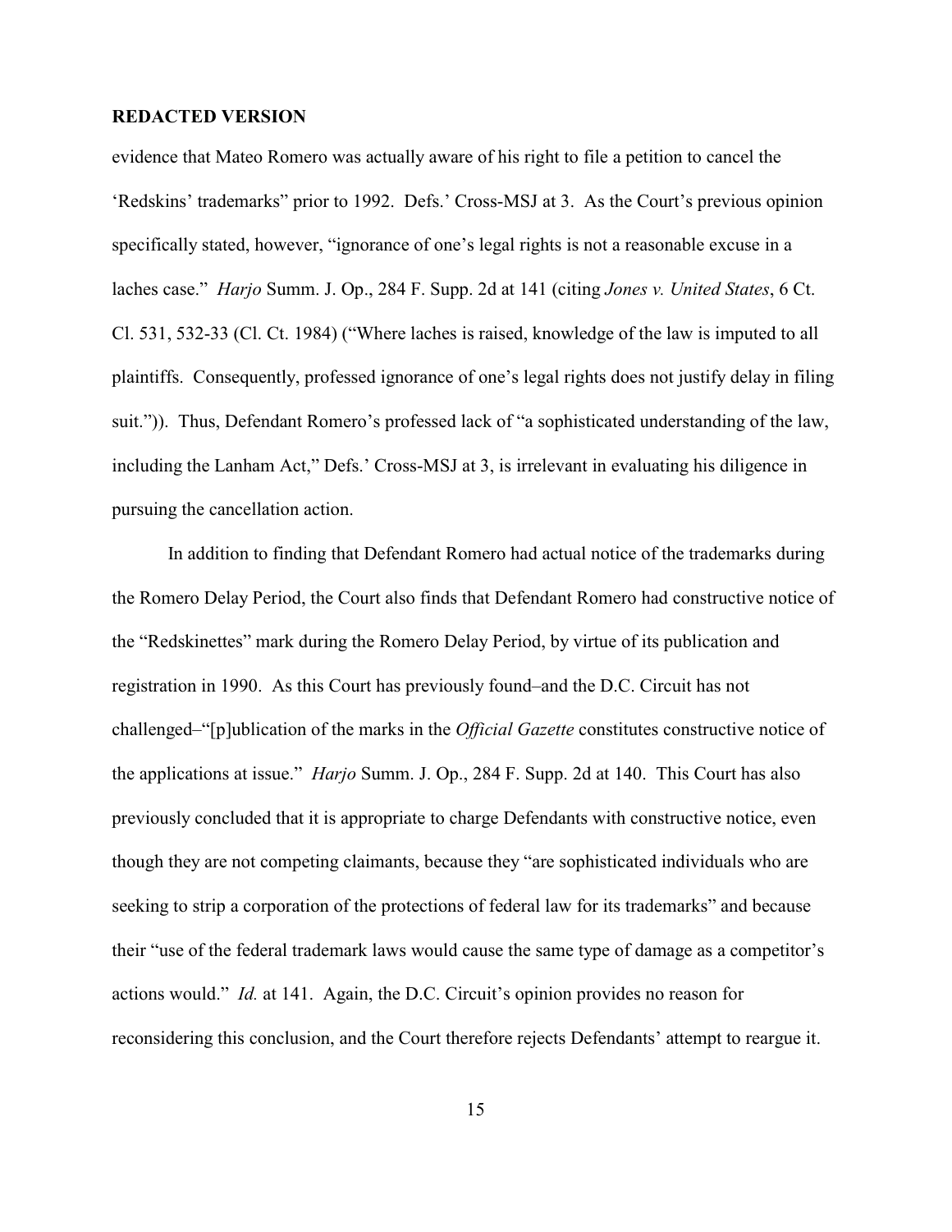**REDACTED VERSION**

evidence that Mateo Romero was actually aware of his right to file a petition to cancel the 'Redskins' trademarks" prior to 1992. Defs.' Cross-MSJ at 3. As the Court's previous opinion specifically stated, however, "ignorance of one's legal rights is not a reasonable excuse in a laches case." *Harjo* Summ. J. Op., 284 F. Supp. 2d at 141 (citing *Jones v. United States*, 6 Ct. Cl. 531, 532-33 (Cl. Ct. 1984) ("Where laches is raised, knowledge of the law is imputed to all plaintiffs. Consequently, professed ignorance of one's legal rights does not justify delay in filing suit.")). Thus, Defendant Romero's professed lack of "a sophisticated understanding of the law, including the Lanham Act," Defs.' Cross-MSJ at 3, is irrelevant in evaluating his diligence in pursuing the cancellation action.

In addition to finding that Defendant Romero had actual notice of the trademarks during the Romero Delay Period, the Court also finds that Defendant Romero had constructive notice of the "Redskinettes" mark during the Romero Delay Period, by virtue of its publication and registration in 1990. As this Court has previously found–and the D.C. Circuit has not challenged–"[p]ublication of the marks in the *Official Gazette* constitutes constructive notice of the applications at issue." *Harjo* Summ. J. Op., 284 F. Supp. 2d at 140. This Court has also previously concluded that it is appropriate to charge Defendants with constructive notice, even though they are not competing claimants, because they "are sophisticated individuals who are seeking to strip a corporation of the protections of federal law for its trademarks" and because their "use of the federal trademark laws would cause the same type of damage as a competitor's actions would." *Id.* at 141. Again, the D.C. Circuit's opinion provides no reason for reconsidering this conclusion, and the Court therefore rejects Defendants' attempt to reargue it.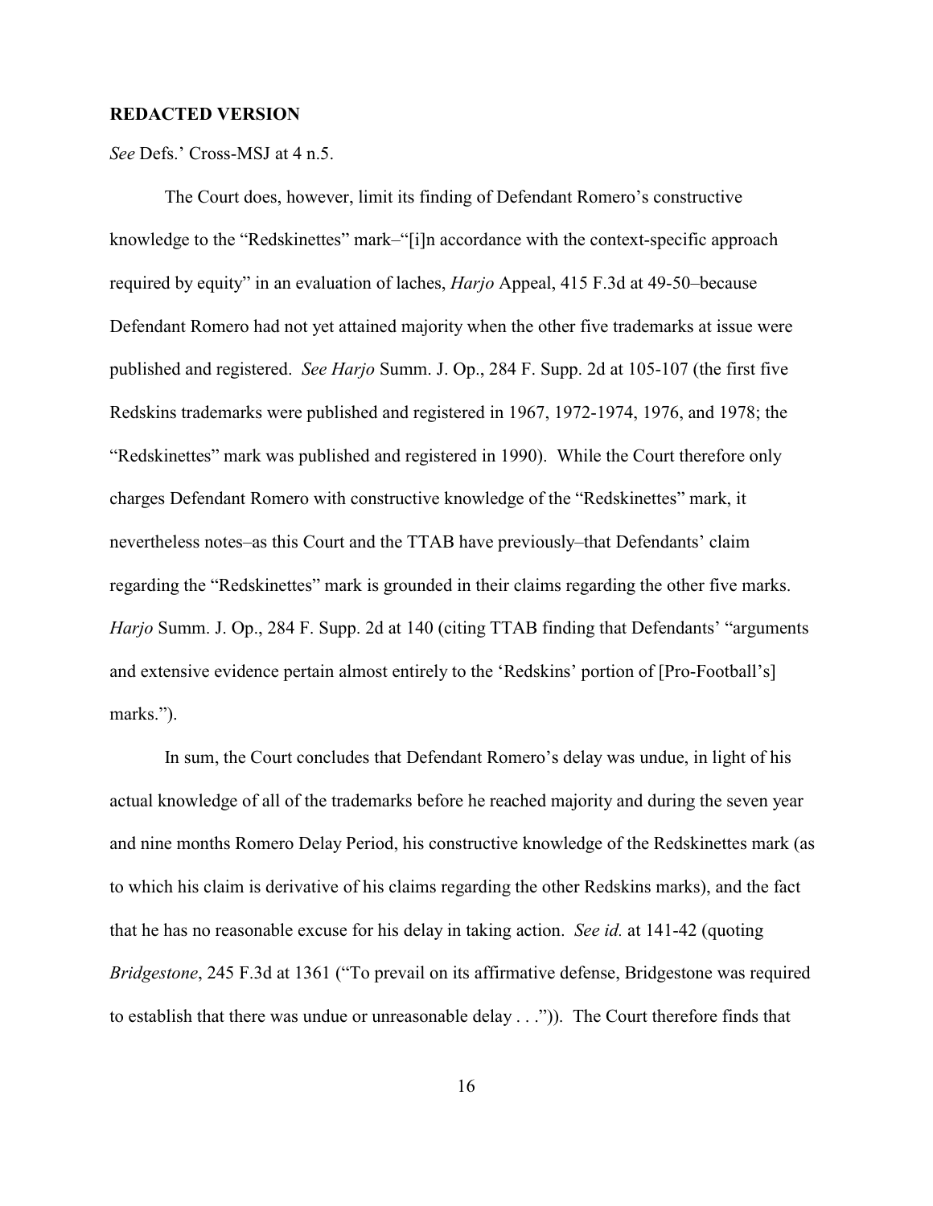**REDACTED VERSION**

*See* Defs.' Cross-MSJ at 4 n.5.

The Court does, however, limit its finding of Defendant Romero's constructive knowledge to the "Redskinettes" mark–"[i]n accordance with the context-specific approach required by equity" in an evaluation of laches, *Harjo* Appeal, 415 F.3d at 49-50–because Defendant Romero had not yet attained majority when the other five trademarks at issue were published and registered. *See Harjo* Summ. J. Op., 284 F. Supp. 2d at 105-107 (the first five Redskins trademarks were published and registered in 1967, 1972-1974, 1976, and 1978; the "Redskinettes" mark was published and registered in 1990). While the Court therefore only charges Defendant Romero with constructive knowledge of the "Redskinettes" mark, it nevertheless notes–as this Court and the TTAB have previously–that Defendants' claim regarding the "Redskinettes" mark is grounded in their claims regarding the other five marks. *Harjo* Summ. J. Op., 284 F. Supp. 2d at 140 (citing TTAB finding that Defendants' "arguments and extensive evidence pertain almost entirely to the 'Redskins' portion of [Pro-Football's] marks.").

In sum, the Court concludes that Defendant Romero's delay was undue, in light of his actual knowledge of all of the trademarks before he reached majority and during the seven year and nine months Romero Delay Period, his constructive knowledge of the Redskinettes mark (as to which his claim is derivative of his claims regarding the other Redskins marks), and the fact that he has no reasonable excuse for his delay in taking action. *See id.* at 141-42 (quoting *Bridgestone*, 245 F.3d at 1361 ("To prevail on its affirmative defense, Bridgestone was required to establish that there was undue or unreasonable delay . . .")). The Court therefore finds that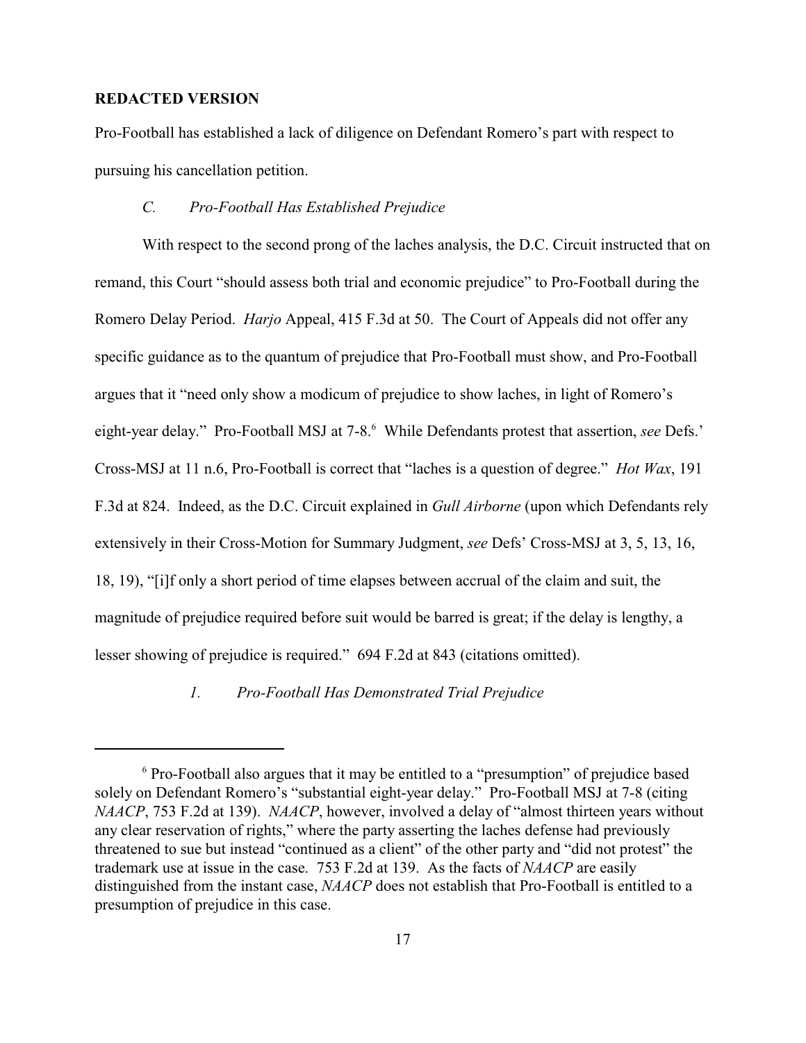**REDACTED VERSION**

Pro-Football has established a lack of diligence on Defendant Romero's part with respect to pursuing his cancellation petition.

### *C. Pro-Football Has Established Prejudice*

With respect to the second prong of the laches analysis, the D.C. Circuit instructed that on remand, this Court "should assess both trial and economic prejudice" to Pro-Football during the Romero Delay Period. *Harjo* Appeal, 415 F.3d at 50. The Court of Appeals did not offer any specific guidance as to the quantum of prejudice that Pro-Football must show, and Pro-Football argues that it "need only show a modicum of prejudice to show laches, in light of Romero's eight-year delay." Pro-Football MSJ at 7-8.[6] While Defendants protest that assertion, *see* Defs.' Cross-MSJ at 11 n.6, Pro-Football is correct that "laches is a question of degree." *Hot Wax*, 191 F.3d at 824. Indeed, as the D.C. Circuit explained in *Gull Airborne* (upon which Defendants rely extensively in their Cross-Motion for Summary Judgment, *see* Defs' Cross-MSJ at 3, 5, 13, 16, 18, 19), "[i]f only a short period of time elapses between accrual of the claim and suit, the magnitude of prejudice required before suit would be barred is great; if the delay is lengthy, a lesser showing of prejudice is required." 694 F.2d at 843 (citations omitted).

#### *1. Pro-Football Has Demonstrated Trial Prejudice*

---

[6] Pro-Football also argues that it may be entitled to a "presumption" of prejudice based solely on Defendant Romero's "substantial eight-year delay." Pro-Football MSJ at 7-8 (citing *NAACP*, 753 F.2d at 139). *NAACP*, however, involved a delay of "almost thirteen years without any clear reservation of rights," where the party asserting the laches defense had previously threatened to sue but instead "continued as a client" of the other party and "did not protest" the trademark use at issue in the case. 753 F.2d at 139. As the facts of *NAACP* are easily distinguished from the instant case, *NAACP* does not establish that Pro-Football is entitled to a presumption of prejudice in this case.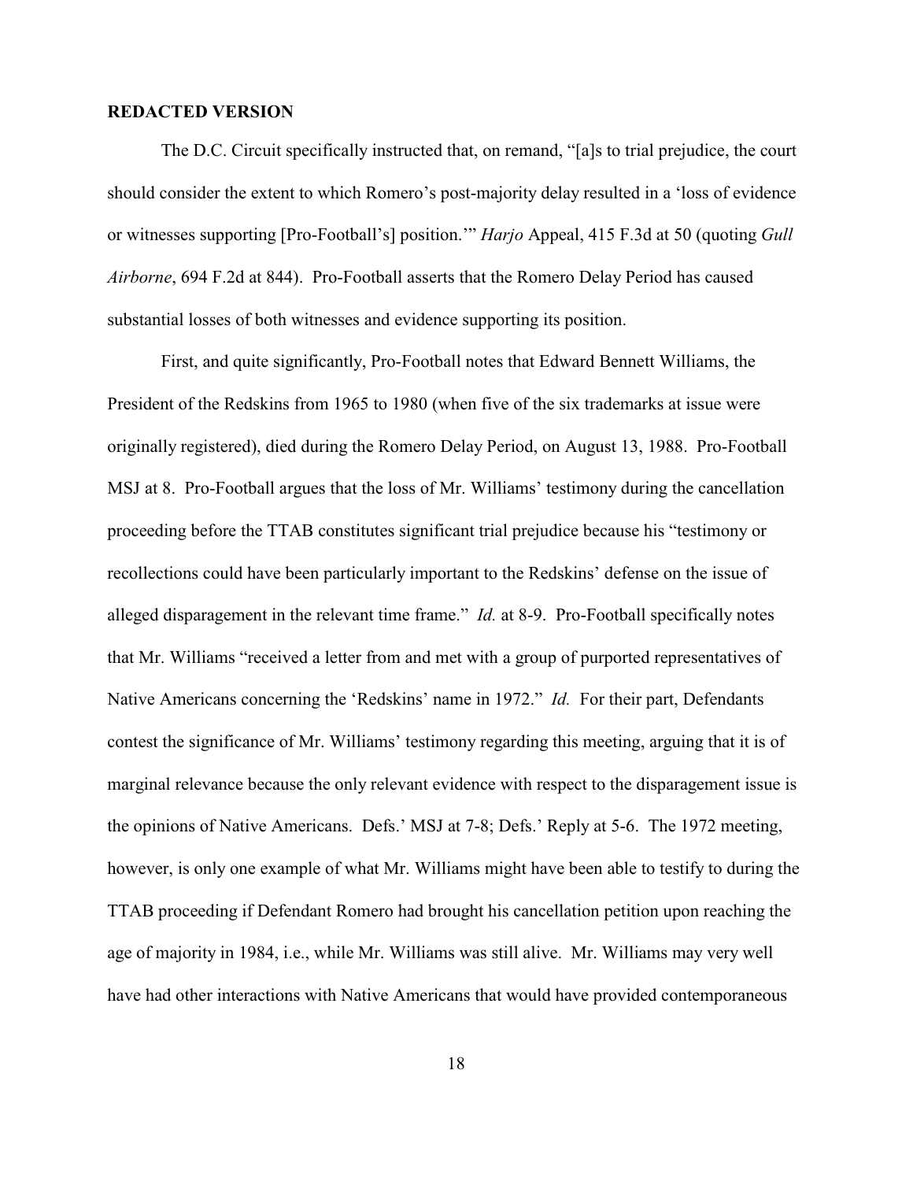**REDACTED VERSION**

The D.C. Circuit specifically instructed that, on remand, "[a]s to trial prejudice, the court should consider the extent to which Romero's post-majority delay resulted in a 'loss of evidence or witnesses supporting [Pro-Football's] position.'" *Harjo* Appeal, 415 F.3d at 50 (quoting *Gull Airborne*, 694 F.2d at 844). Pro-Football asserts that the Romero Delay Period has caused substantial losses of both witnesses and evidence supporting its position.

First, and quite significantly, Pro-Football notes that Edward Bennett Williams, the President of the Redskins from 1965 to 1980 (when five of the six trademarks at issue were originally registered), died during the Romero Delay Period, on August 13, 1988. Pro-Football MSJ at 8. Pro-Football argues that the loss of Mr. Williams' testimony during the cancellation proceeding before the TTAB constitutes significant trial prejudice because his "testimony or recollections could have been particularly important to the Redskins' defense on the issue of alleged disparagement in the relevant time frame." *Id.* at 8-9. Pro-Football specifically notes that Mr. Williams "received a letter from and met with a group of purported representatives of Native Americans concerning the 'Redskins' name in 1972." *Id.* For their part, Defendants contest the significance of Mr. Williams' testimony regarding this meeting, arguing that it is of marginal relevance because the only relevant evidence with respect to the disparagement issue is the opinions of Native Americans. Defs.' MSJ at 7-8; Defs.' Reply at 5-6. The 1972 meeting, however, is only one example of what Mr. Williams might have been able to testify to during the TTAB proceeding if Defendant Romero had brought his cancellation petition upon reaching the age of majority in 1984, i.e., while Mr. Williams was still alive. Mr. Williams may very well have had other interactions with Native Americans that would have provided contemporaneous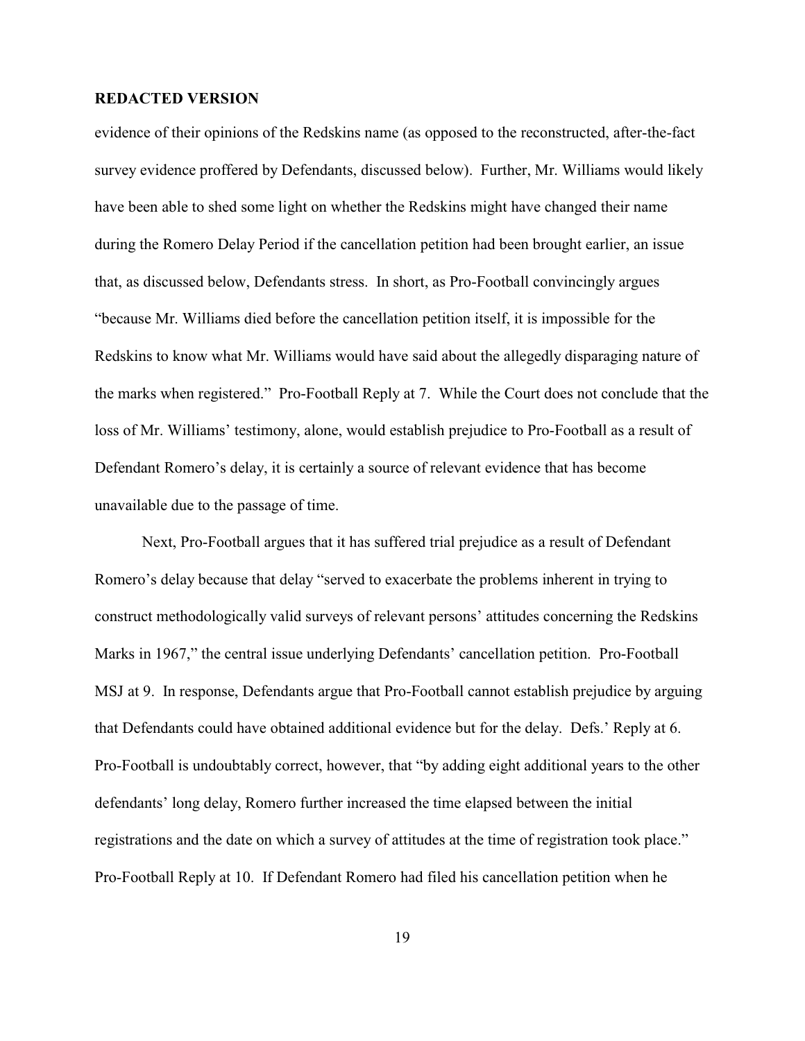**REDACTED VERSION**

evidence of their opinions of the Redskins name (as opposed to the reconstructed, after-the-fact survey evidence proffered by Defendants, discussed below). Further, Mr. Williams would likely have been able to shed some light on whether the Redskins might have changed their name during the Romero Delay Period if the cancellation petition had been brought earlier, an issue that, as discussed below, Defendants stress. In short, as Pro-Football convincingly argues "because Mr. Williams died before the cancellation petition itself, it is impossible for the Redskins to know what Mr. Williams would have said about the allegedly disparaging nature of the marks when registered." Pro-Football Reply at 7. While the Court does not conclude that the loss of Mr. Williams' testimony, alone, would establish prejudice to Pro-Football as a result of Defendant Romero's delay, it is certainly a source of relevant evidence that has become unavailable due to the passage of time.

Next, Pro-Football argues that it has suffered trial prejudice as a result of Defendant Romero's delay because that delay "served to exacerbate the problems inherent in trying to construct methodologically valid surveys of relevant persons' attitudes concerning the Redskins Marks in 1967," the central issue underlying Defendants' cancellation petition. Pro-Football MSJ at 9. In response, Defendants argue that Pro-Football cannot establish prejudice by arguing that Defendants could have obtained additional evidence but for the delay. Defs.' Reply at 6. Pro-Football is undoubtably correct, however, that "by adding eight additional years to the other defendants' long delay, Romero further increased the time elapsed between the initial registrations and the date on which a survey of attitudes at the time of registration took place." Pro-Football Reply at 10. If Defendant Romero had filed his cancellation petition when he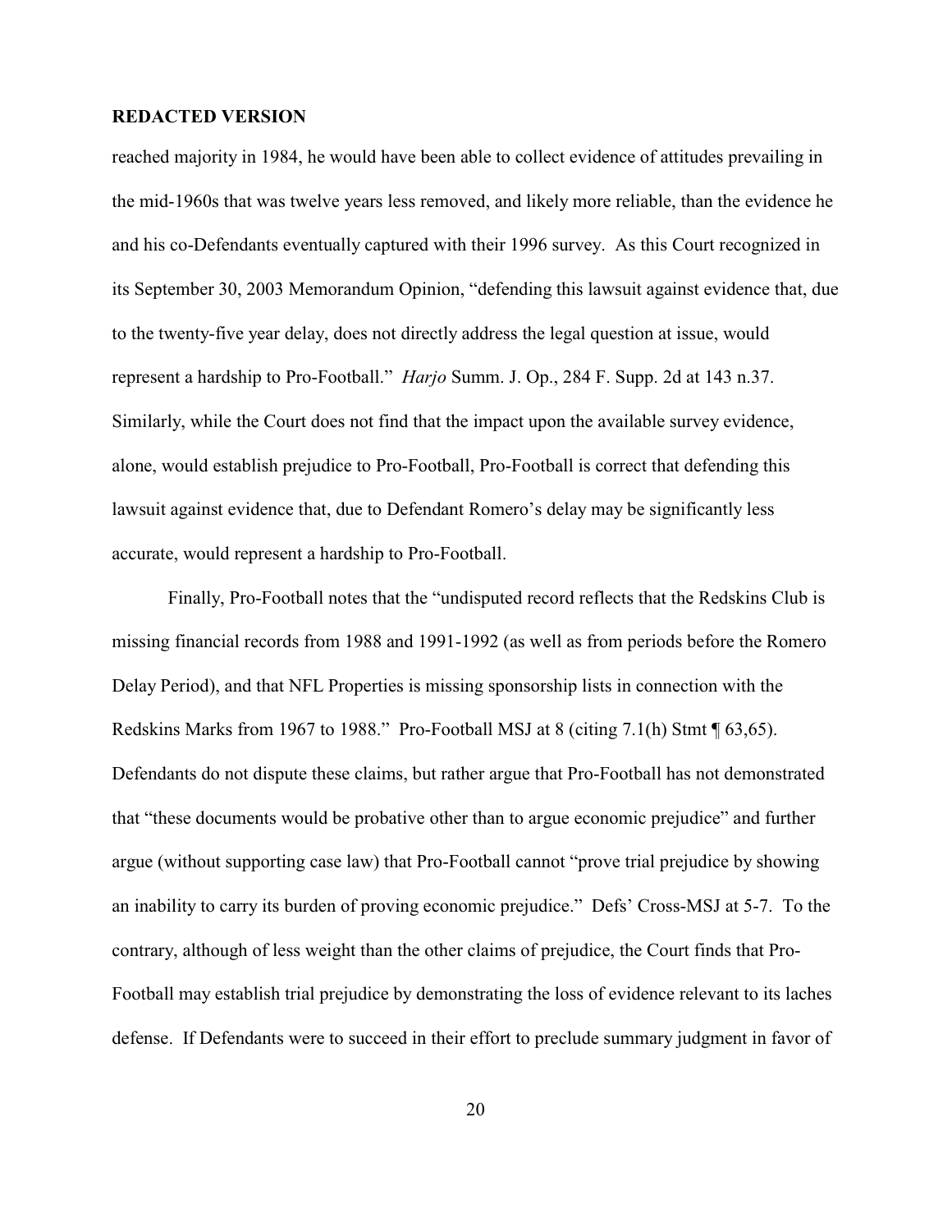**REDACTED VERSION**

reached majority in 1984, he would have been able to collect evidence of attitudes prevailing in the mid-1960s that was twelve years less removed, and likely more reliable, than the evidence he and his co-Defendants eventually captured with their 1996 survey. As this Court recognized in its September 30, 2003 Memorandum Opinion, "defending this lawsuit against evidence that, due to the twenty-five year delay, does not directly address the legal question at issue, would represent a hardship to Pro-Football." *Harjo* Summ. J. Op., 284 F. Supp. 2d at 143 n.37. Similarly, while the Court does not find that the impact upon the available survey evidence, alone, would establish prejudice to Pro-Football, Pro-Football is correct that defending this lawsuit against evidence that, due to Defendant Romero's delay may be significantly less accurate, would represent a hardship to Pro-Football.

Finally, Pro-Football notes that the "undisputed record reflects that the Redskins Club is missing financial records from 1988 and 1991-1992 (as well as from periods before the Romero Delay Period), and that NFL Properties is missing sponsorship lists in connection with the Redskins Marks from 1967 to 1988." Pro-Football MSJ at 8 (citing 7.1(h) Stmt ¶ 63,65). Defendants do not dispute these claims, but rather argue that Pro-Football has not demonstrated that "these documents would be probative other than to argue economic prejudice" and further argue (without supporting case law) that Pro-Football cannot "prove trial prejudice by showing an inability to carry its burden of proving economic prejudice." Defs' Cross-MSJ at 5-7. To the contrary, although of less weight than the other claims of prejudice, the Court finds that Pro-Football may establish trial prejudice by demonstrating the loss of evidence relevant to its laches defense. If Defendants were to succeed in their effort to preclude summary judgment in favor of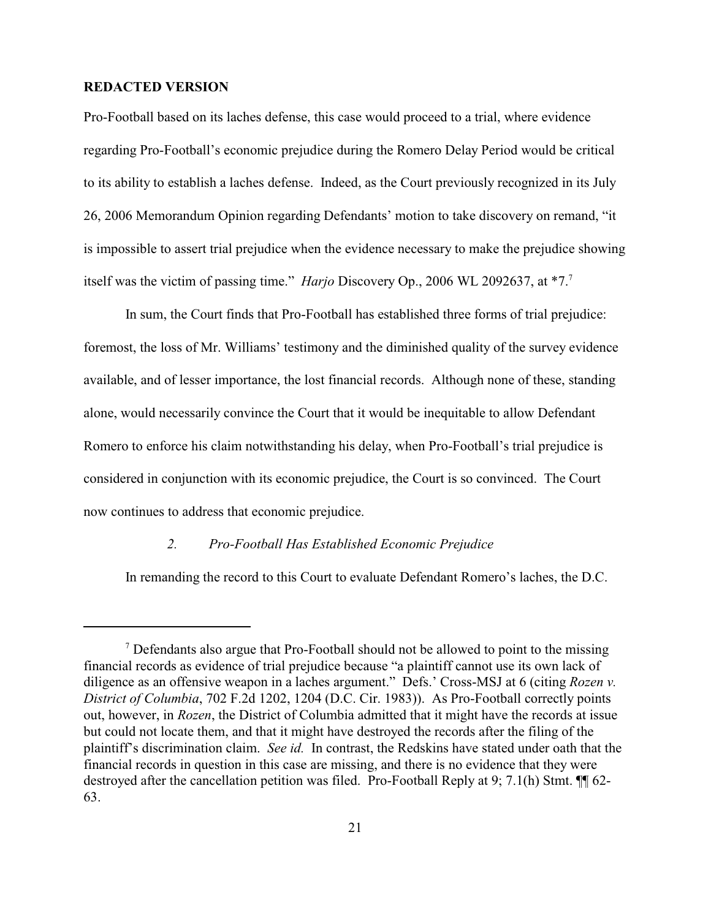**REDACTED VERSION**

Pro-Football based on its laches defense, this case would proceed to a trial, where evidence regarding Pro-Football's economic prejudice during the Romero Delay Period would be critical to its ability to establish a laches defense. Indeed, as the Court previously recognized in its July 26, 2006 Memorandum Opinion regarding Defendants' motion to take discovery on remand, "it is impossible to assert trial prejudice when the evidence necessary to make the prejudice showing itself was the victim of passing time." *Harjo* Discovery Op., 2006 WL 2092637, at *7.[7]

In sum, the Court finds that Pro-Football has established three forms of trial prejudice: foremost, the loss of Mr. Williams' testimony and the diminished quality of the survey evidence available, and of lesser importance, the lost financial records. Although none of these, standing alone, would necessarily convince the Court that it would be inequitable to allow Defendant Romero to enforce his claim notwithstanding his delay, when Pro-Football's trial prejudice is considered in conjunction with its economic prejudice, the Court is so convinced. The Court now continues to address that economic prejudice.

*2. Pro-Football Has Established Economic Prejudice*

In remanding the record to this Court to evaluate Defendant Romero's laches, the D.C.

---

[7] Defendants also argue that Pro-Football should not be allowed to point to the missing financial records as evidence of trial prejudice because "a plaintiff cannot use its own lack of diligence as an offensive weapon in a laches argument." Defs.' Cross-MSJ at 6 (citing *Rozen v. District of Columbia*, 702 F.2d 1202, 1204 (D.C. Cir. 1983)). As Pro-Football correctly points out, however, in *Rozen*, the District of Columbia admitted that it might have the records at issue but could not locate them, and that it might have destroyed the records after the filing of the plaintiff's discrimination claim. *See id.* In contrast, the Redskins have stated under oath that the financial records in question in this case are missing, and there is no evidence that they were destroyed after the cancellation petition was filed. Pro-Football Reply at 9; 7.1(h) Stmt. ¶¶ 62-63.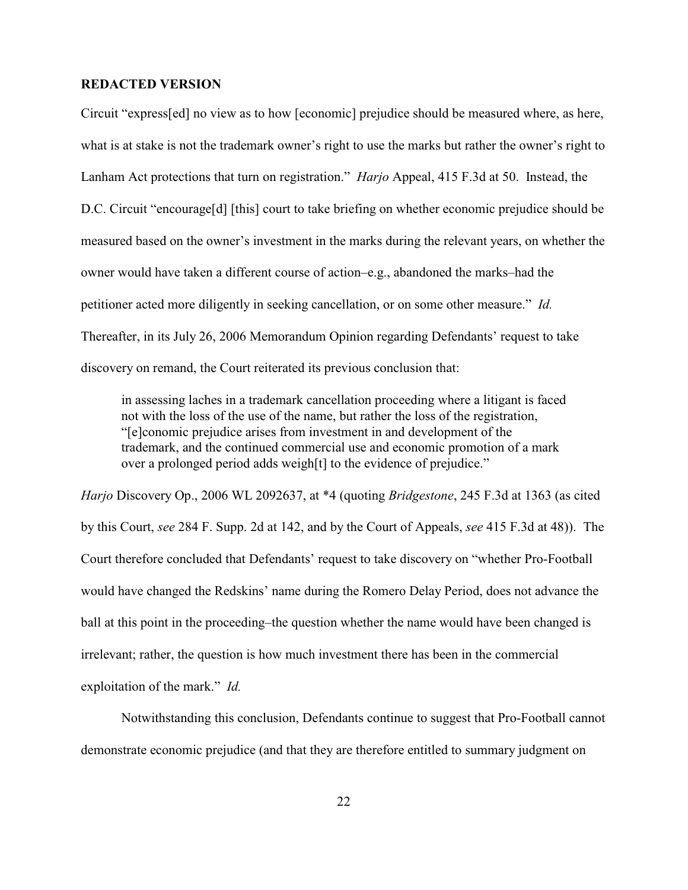**REDACTED VERSION**

Circuit "express[ed] no view as to how [economic] prejudice should be measured where, as here, what is at stake is not the trademark owner's right to use the marks but rather the owner's right to Lanham Act protections that turn on registration." *Harjo* Appeal, 415 F.3d at 50. Instead, the D.C. Circuit "encourage[d] [this] court to take briefing on whether economic prejudice should be measured based on the owner's investment in the marks during the relevant years, on whether the owner would have taken a different course of action–e.g., abandoned the marks–had the petitioner acted more diligently in seeking cancellation, or on some other measure." *Id.* Thereafter, in its July 26, 2006 Memorandum Opinion regarding Defendants' request to take discovery on remand, the Court reiterated its previous conclusion that:

> in assessing laches in a trademark cancellation proceeding where a litigant is faced not with the loss of the use of the name, but rather the loss of the registration, "[e]conomic prejudice arises from investment in and development of the trademark, and the continued commercial use and economic promotion of a mark over a prolonged period adds weigh[t] to the evidence of prejudice."

*Harjo* Discovery Op., 2006 WL 2092637, at *4 (quoting *Bridgestone*, 245 F.3d at 1363 (as cited by this Court, *see* 284 F. Supp. 2d at 142, and by the Court of Appeals, *see* 415 F.3d at 48)). The Court therefore concluded that Defendants' request to take discovery on "whether Pro-Football would have changed the Redskins' name during the Romero Delay Period, does not advance the ball at this point in the proceeding–the question whether the name would have been changed is irrelevant; rather, the question is how much investment there has been in the commercial exploitation of the mark." *Id.*

Notwithstanding this conclusion, Defendants continue to suggest that Pro-Football cannot demonstrate economic prejudice (and that they are therefore entitled to summary judgment on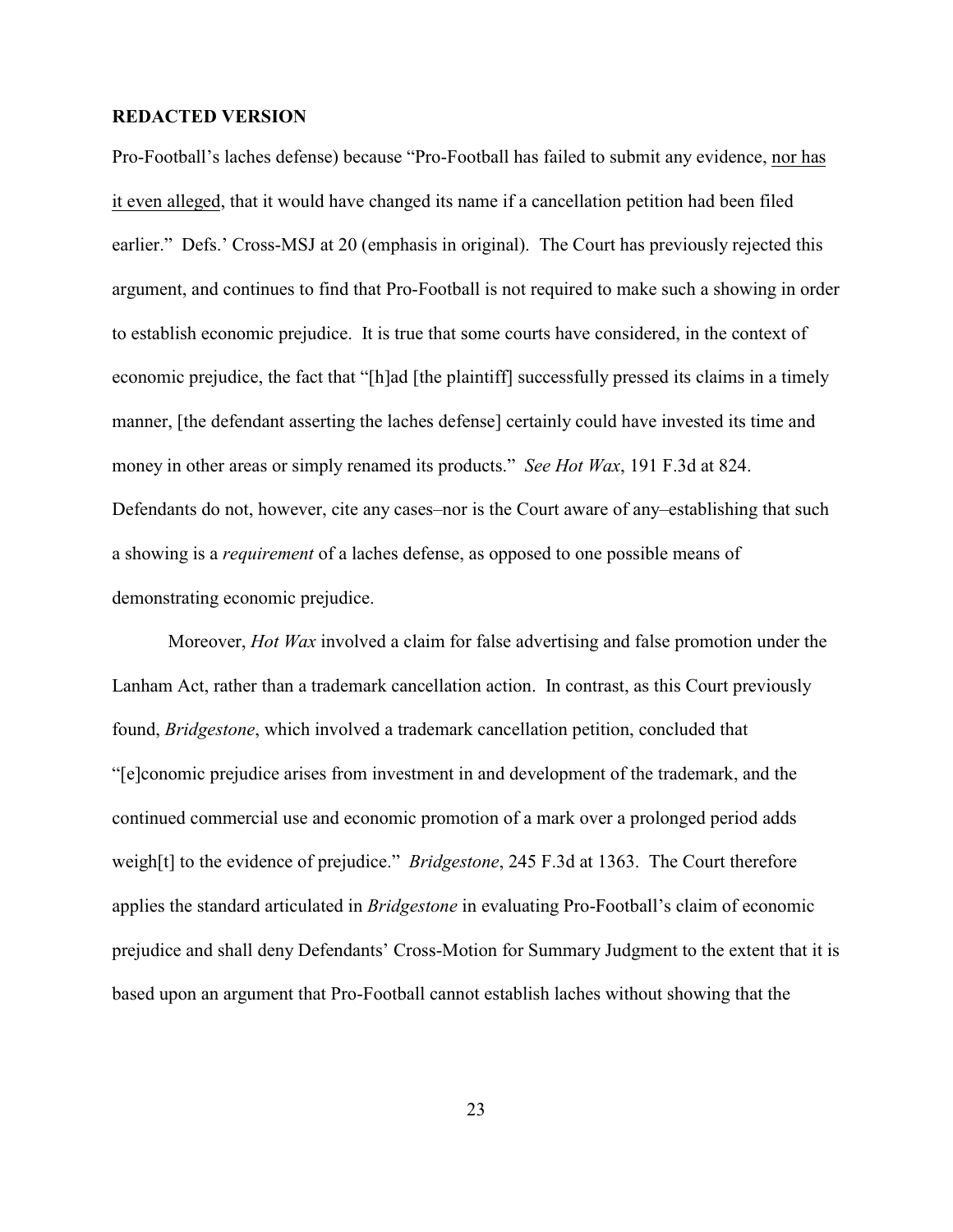**REDACTED VERSION**

Pro-Football's laches defense) because "Pro-Football has failed to submit any evidence, <u>nor has it even alleged</u>, that it would have changed its name if a cancellation petition had been filed earlier." Defs.' Cross-MSJ at 20 (emphasis in original). The Court has previously rejected this argument, and continues to find that Pro-Football is not required to make such a showing in order to establish economic prejudice. It is true that some courts have considered, in the context of economic prejudice, the fact that "[h]ad [the plaintiff] successfully pressed its claims in a timely manner, [the defendant asserting the laches defense] certainly could have invested its time and money in other areas or simply renamed its products." *See Hot Wax*, 191 F.3d at 824. Defendants do not, however, cite any cases–nor is the Court aware of any–establishing that such a showing is a *requirement* of a laches defense, as opposed to one possible means of demonstrating economic prejudice.

Moreover, *Hot Wax* involved a claim for false advertising and false promotion under the Lanham Act, rather than a trademark cancellation action. In contrast, as this Court previously found, *Bridgestone*, which involved a trademark cancellation petition, concluded that "[e]conomic prejudice arises from investment in and development of the trademark, and the continued commercial use and economic promotion of a mark over a prolonged period adds weigh[t] to the evidence of prejudice." *Bridgestone*, 245 F.3d at 1363. The Court therefore applies the standard articulated in *Bridgestone* in evaluating Pro-Football's claim of economic prejudice and shall deny Defendants' Cross-Motion for Summary Judgment to the extent that it is based upon an argument that Pro-Football cannot establish laches without showing that the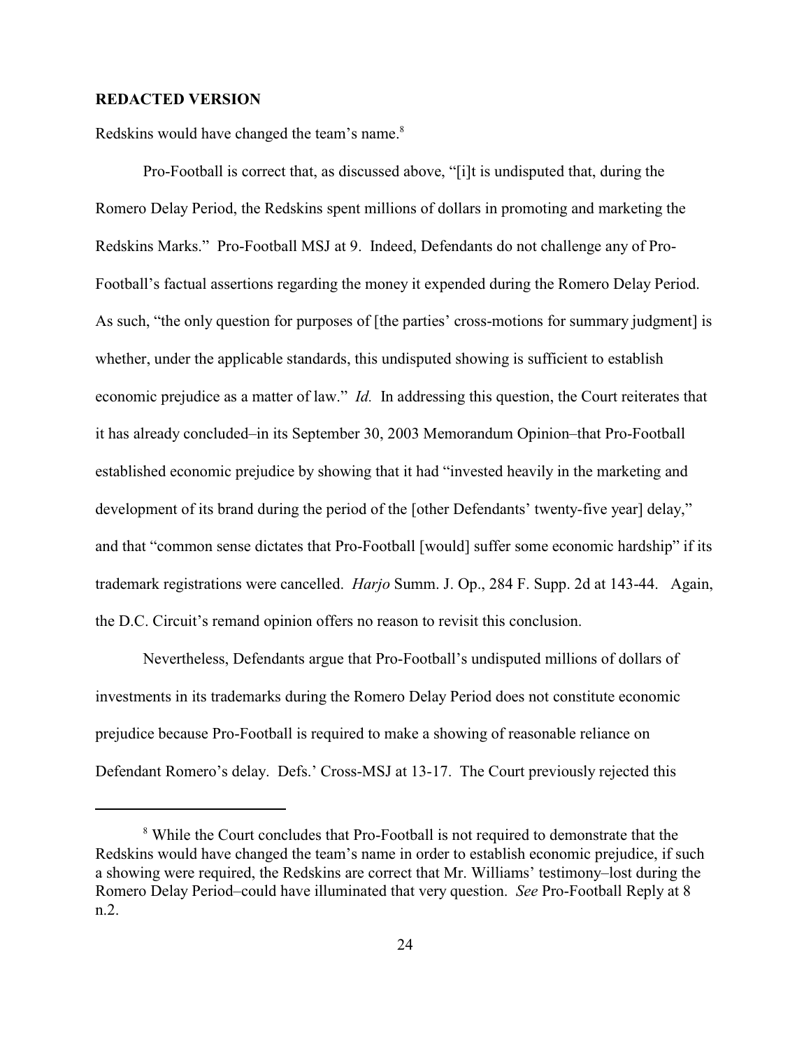**REDACTED VERSION**

Redskins would have changed the team's name.[8]

Pro-Football is correct that, as discussed above, "[i]t is undisputed that, during the Romero Delay Period, the Redskins spent millions of dollars in promoting and marketing the Redskins Marks." Pro-Football MSJ at 9. Indeed, Defendants do not challenge any of Pro-Football's factual assertions regarding the money it expended during the Romero Delay Period. As such, "the only question for purposes of [the parties' cross-motions for summary judgment] is whether, under the applicable standards, this undisputed showing is sufficient to establish economic prejudice as a matter of law." *Id.* In addressing this question, the Court reiterates that it has already concluded–in its September 30, 2003 Memorandum Opinion–that Pro-Football established economic prejudice by showing that it had "invested heavily in the marketing and development of its brand during the period of the [other Defendants' twenty-five year] delay," and that "common sense dictates that Pro-Football [would] suffer some economic hardship" if its trademark registrations were cancelled. *Harjo* Summ. J. Op., 284 F. Supp. 2d at 143-44. Again, the D.C. Circuit's remand opinion offers no reason to revisit this conclusion.

Nevertheless, Defendants argue that Pro-Football's undisputed millions of dollars of investments in its trademarks during the Romero Delay Period does not constitute economic prejudice because Pro-Football is required to make a showing of reasonable reliance on Defendant Romero's delay. Defs.' Cross-MSJ at 13-17. The Court previously rejected this

---

[8] While the Court concludes that Pro-Football is not required to demonstrate that the Redskins would have changed the team's name in order to establish economic prejudice, if such a showing were required, the Redskins are correct that Mr. Williams' testimony–lost during the Romero Delay Period–could have illuminated that very question. *See* Pro-Football Reply at 8 n.2.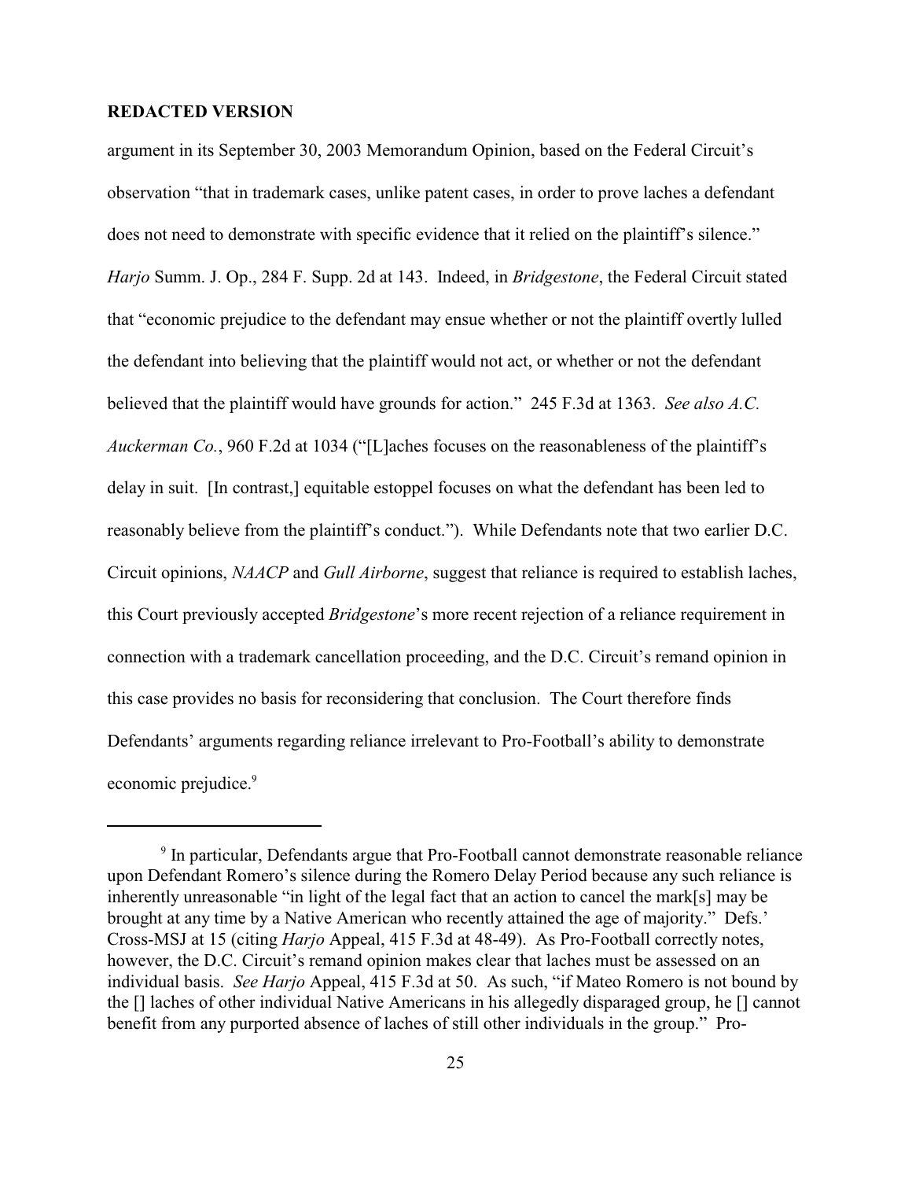**REDACTED VERSION**

argument in its September 30, 2003 Memorandum Opinion, based on the Federal Circuit's observation "that in trademark cases, unlike patent cases, in order to prove laches a defendant does not need to demonstrate with specific evidence that it relied on the plaintiff's silence." *Harjo* Summ. J. Op., 284 F. Supp. 2d at 143. Indeed, in *Bridgestone*, the Federal Circuit stated that "economic prejudice to the defendant may ensue whether or not the plaintiff overtly lulled the defendant into believing that the plaintiff would not act, or whether or not the defendant believed that the plaintiff would have grounds for action." 245 F.3d at 1363. *See also A.C. Auckerman Co.*, 960 F.2d at 1034 ("[L]aches focuses on the reasonableness of the plaintiff's delay in suit. [In contrast,] equitable estoppel focuses on what the defendant has been led to reasonably believe from the plaintiff's conduct."). While Defendants note that two earlier D.C. Circuit opinions, *NAACP* and *Gull Airborne*, suggest that reliance is required to establish laches, this Court previously accepted *Bridgestone*'s more recent rejection of a reliance requirement in connection with a trademark cancellation proceeding, and the D.C. Circuit's remand opinion in this case provides no basis for reconsidering that conclusion. The Court therefore finds Defendants' arguments regarding reliance irrelevant to Pro-Football's ability to demonstrate economic prejudice.[9]

---

[9] In particular, Defendants argue that Pro-Football cannot demonstrate reasonable reliance upon Defendant Romero's silence during the Romero Delay Period because any such reliance is inherently unreasonable "in light of the legal fact that an action to cancel the mark[s] may be brought at any time by a Native American who recently attained the age of majority." Defs.' Cross-MSJ at 15 (citing *Harjo* Appeal, 415 F.3d at 48-49). As Pro-Football correctly notes, however, the D.C. Circuit's remand opinion makes clear that laches must be assessed on an individual basis. *See Harjo* Appeal, 415 F.3d at 50. As such, "if Mateo Romero is not bound by the [] laches of other individual Native Americans in his allegedly disparaged group, he [] cannot benefit from any purported absence of laches of still other individuals in the group." Pro-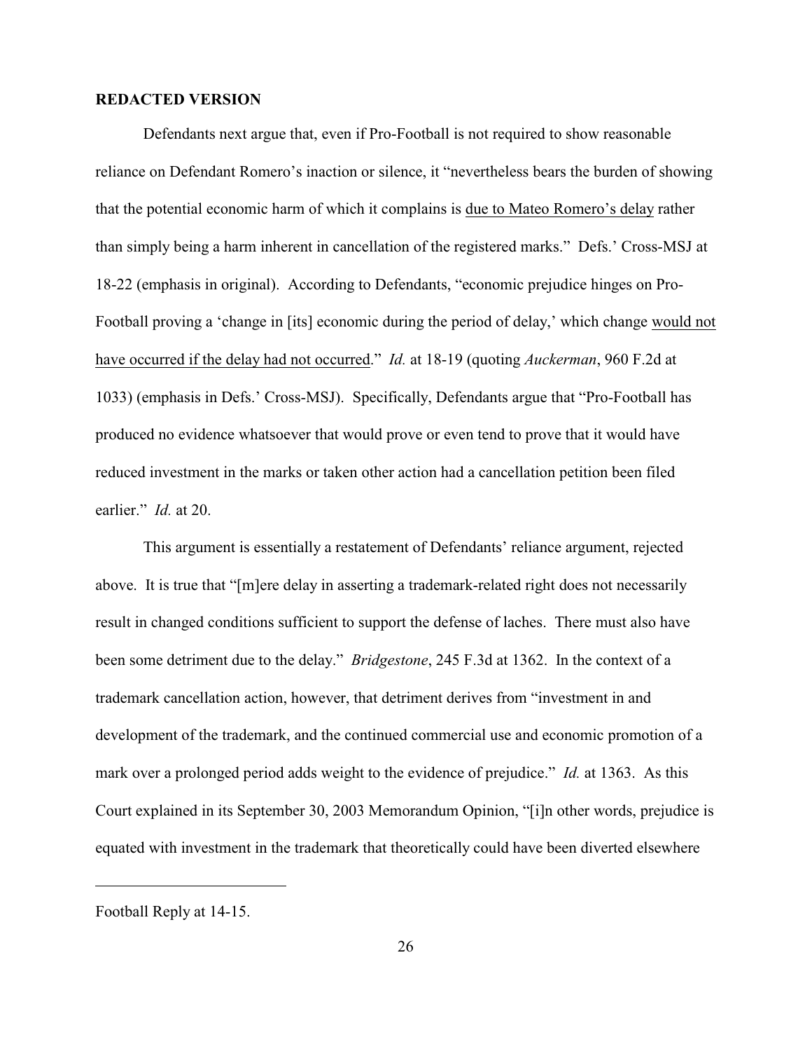**REDACTED VERSION**

Defendants next argue that, even if Pro-Football is not required to show reasonable reliance on Defendant Romero's inaction or silence, it "nevertheless bears the burden of showing that the potential economic harm of which it complains is <u>due to Mateo Romero's delay</u> rather than simply being a harm inherent in cancellation of the registered marks." Defs.' Cross-MSJ at 18-22 (emphasis in original). According to Defendants, "economic prejudice hinges on Pro-Football proving a 'change in [its] economic during the period of delay,' which change <u>would not have occurred if the delay had not occurred</u>." *Id.* at 18-19 (quoting *Auckerman*, 960 F.2d at 1033) (emphasis in Defs.' Cross-MSJ). Specifically, Defendants argue that "Pro-Football has produced no evidence whatsoever that would prove or even tend to prove that it would have reduced investment in the marks or taken other action had a cancellation petition been filed earlier." *Id.* at 20.

This argument is essentially a restatement of Defendants' reliance argument, rejected above. It is true that "[m]ere delay in asserting a trademark-related right does not necessarily result in changed conditions sufficient to support the defense of laches. There must also have been some detriment due to the delay." *Bridgestone*, 245 F.3d at 1362. In the context of a trademark cancellation action, however, that detriment derives from "investment in and development of the trademark, and the continued commercial use and economic promotion of a mark over a prolonged period adds weight to the evidence of prejudice." *Id.* at 1363. As this Court explained in its September 30, 2003 Memorandum Opinion, "[i]n other words, prejudice is equated with investment in the trademark that theoretically could have been diverted elsewhere

---

Football Reply at 14-15.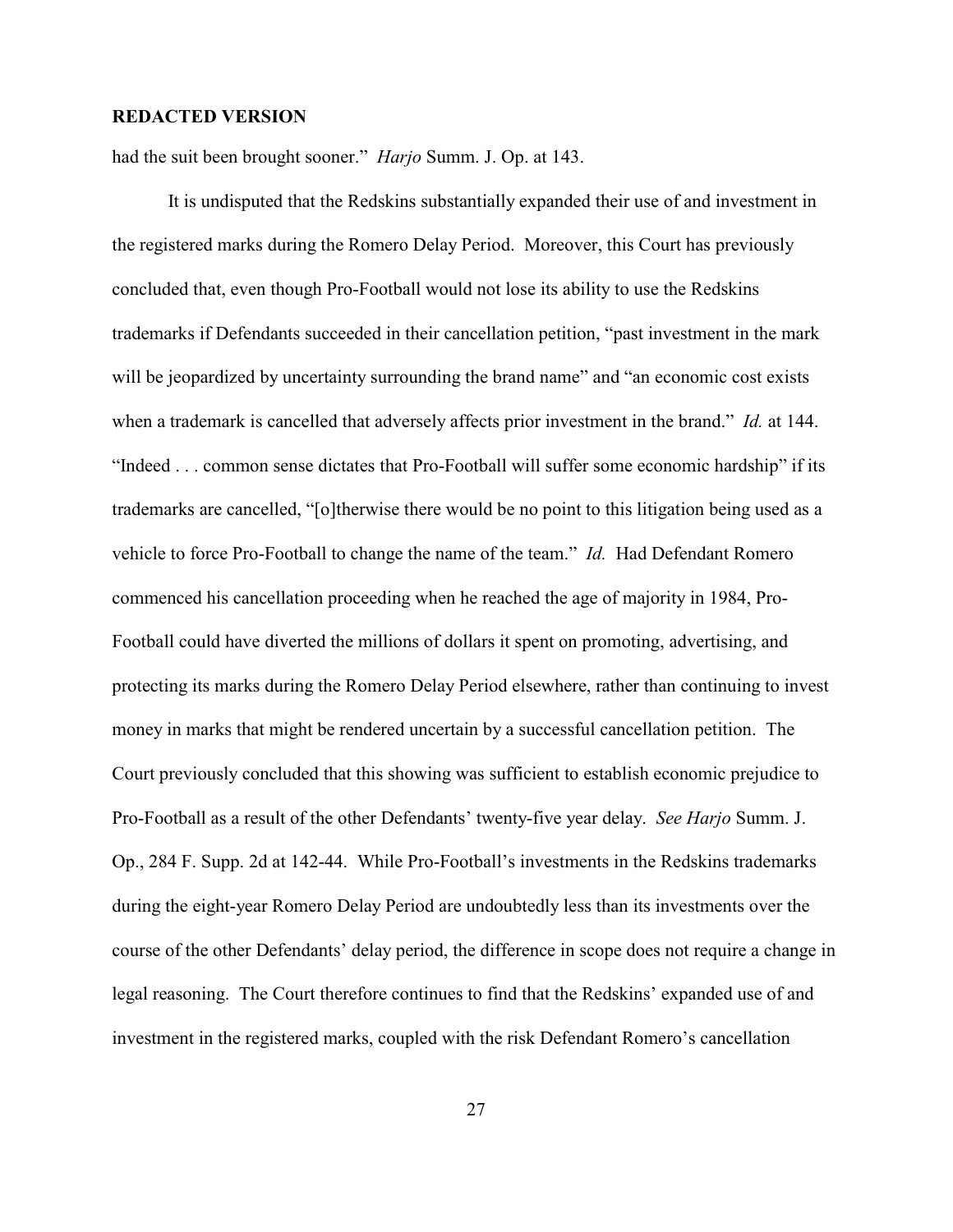**REDACTED VERSION**

had the suit been brought sooner." *Harjo* Summ. J. Op. at 143.

It is undisputed that the Redskins substantially expanded their use of and investment in the registered marks during the Romero Delay Period. Moreover, this Court has previously concluded that, even though Pro-Football would not lose its ability to use the Redskins trademarks if Defendants succeeded in their cancellation petition, "past investment in the mark will be jeopardized by uncertainty surrounding the brand name" and "an economic cost exists when a trademark is cancelled that adversely affects prior investment in the brand." *Id.* at 144. "Indeed . . . common sense dictates that Pro-Football will suffer some economic hardship" if its trademarks are cancelled, "[o]therwise there would be no point to this litigation being used as a vehicle to force Pro-Football to change the name of the team." *Id.* Had Defendant Romero commenced his cancellation proceeding when he reached the age of majority in 1984, Pro-Football could have diverted the millions of dollars it spent on promoting, advertising, and protecting its marks during the Romero Delay Period elsewhere, rather than continuing to invest money in marks that might be rendered uncertain by a successful cancellation petition. The Court previously concluded that this showing was sufficient to establish economic prejudice to Pro-Football as a result of the other Defendants' twenty-five year delay. *See Harjo* Summ. J. Op., 284 F. Supp. 2d at 142-44. While Pro-Football's investments in the Redskins trademarks during the eight-year Romero Delay Period are undoubtedly less than its investments over the course of the other Defendants' delay period, the difference in scope does not require a change in legal reasoning. The Court therefore continues to find that the Redskins' expanded use of and investment in the registered marks, coupled with the risk Defendant Romero's cancellation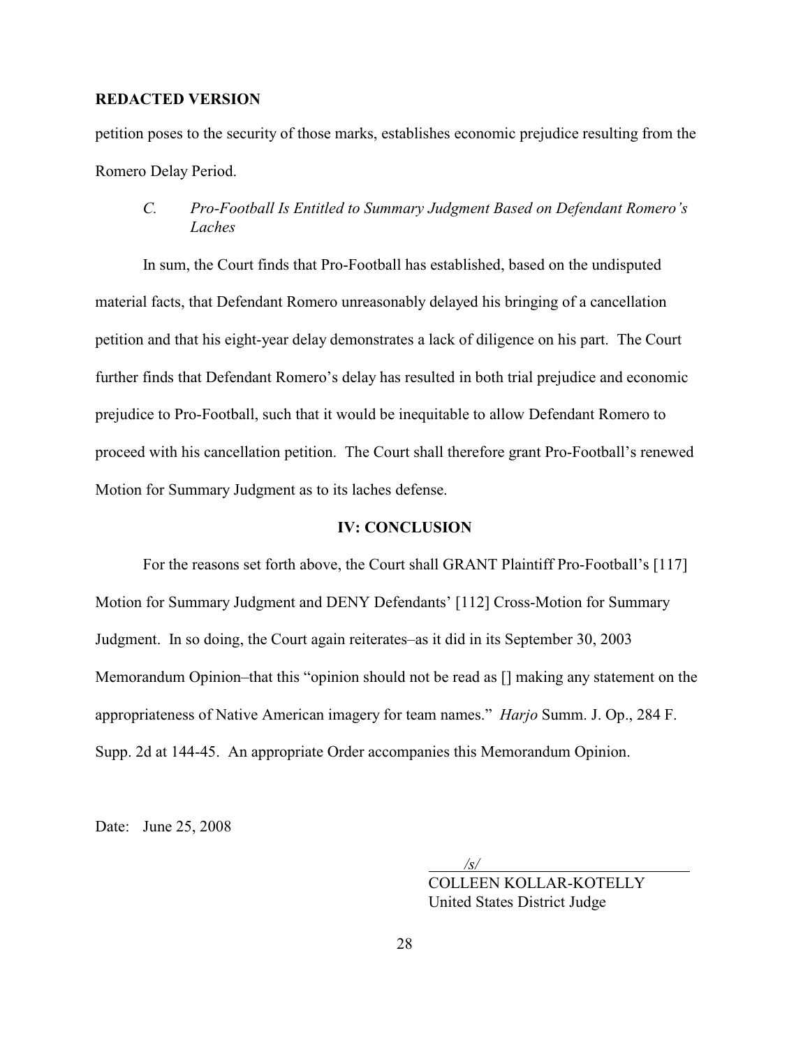**REDACTED VERSION**

petition poses to the security of those marks, establishes economic prejudice resulting from the Romero Delay Period.

### *C. Pro-Football Is Entitled to Summary Judgment Based on Defendant Romero's Laches*

In sum, the Court finds that Pro-Football has established, based on the undisputed material facts, that Defendant Romero unreasonably delayed his bringing of a cancellation petition and that his eight-year delay demonstrates a lack of diligence on his part. The Court further finds that Defendant Romero's delay has resulted in both trial prejudice and economic prejudice to Pro-Football, such that it would be inequitable to allow Defendant Romero to proceed with his cancellation petition. The Court shall therefore grant Pro-Football's renewed Motion for Summary Judgment as to its laches defense.

## IV: CONCLUSION

For the reasons set forth above, the Court shall GRANT Plaintiff Pro-Football's [117] Motion for Summary Judgment and DENY Defendants' [112] Cross-Motion for Summary Judgment. In so doing, the Court again reiterates–as it did in its September 30, 2003 Memorandum Opinion–that this "opinion should not be read as [] making any statement on the appropriateness of Native American imagery for team names." *Harjo* Summ. J. Op., 284 F. Supp. 2d at 144-45. An appropriate Order accompanies this Memorandum Opinion.

Date: June 25, 2008

*/s/*
COLLEEN KOLLAR-KOTELLY
United States District Judge